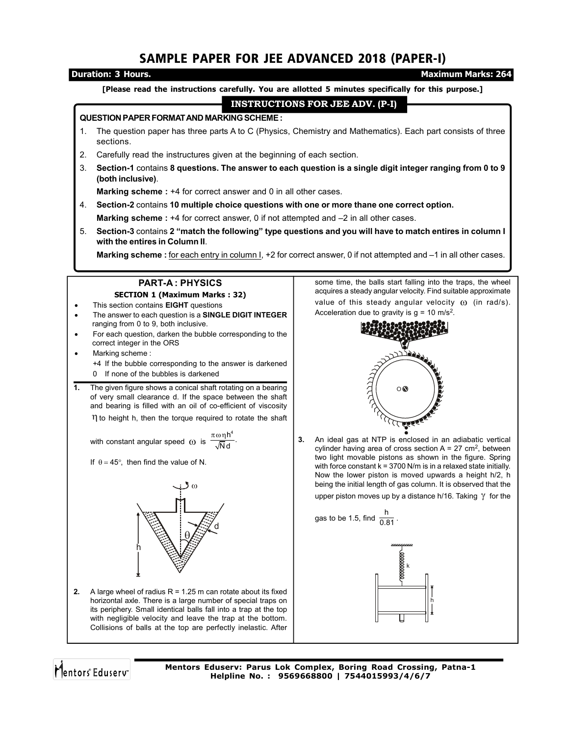# SAMPLE PAPER FOR JEE ADVANCED 2018 (PAPER-I)

**Duration: 3 Hours.** **Maximum Marks: 264**

**[Please read the instructions carefully. You are allotted 5 minutes specifically for this purpose.]**

## INSTRUCTIONS FOR JEE ADV. (P-I)

**QUESTION PAPER FORMAT AND MARKING SCHEME :**

1. The question paper has three parts A to C (Physics, Chemistry and Mathematics). Each part consists of three sections.
2. Carefully read the instructures given at the beginning of each section.
3. **Section-1** contains **8 questions. The answer to each question is a single digit integer ranging from 0 to 9 (both inclusive)**.

   **Marking scheme :** +4 for correct answer and 0 in all other cases.
4. **Section-2** contains **10 multiple choice questions with one or more thane one correct option.**

   **Marking scheme :** +4 for correct answer, 0 if not attempted and –2 in all other cases.
5. **Section-3** contains **2 "match the following" type questions and you will have to match entires in column I with the entires in Column II**.

   **Marking scheme :** for each entry in column I, +2 for correct answer, 0 if not attempted and –1 in all other cases.

## PART-A : PHYSICS

### SECTION 1 (Maximum Marks : 32)

- This section contains **EIGHT** questions
- The answer to each question is a **SINGLE DIGIT INTEGER** ranging from 0 to 9, both inclusive.
- For each question, darken the bubble corresponding to the correct integer in the ORS
- Marking scheme :
  - +4 If the bubble corresponding to the answer is darkened
  - 0 If none of the bubbles is darkened

**1.** The given figure shows a conical shaft rotating on a bearing of very small clearance d. If the space between the shaft and bearing is filled with an oil of co-efficient of viscosity $\eta$ to height h, then the torque required to rotate the shaft with constant angular speed $\omega$ is $\frac{\pi\omega\eta h^4}{\sqrt{N}d}$.

If $\theta = 45°$, then find the value of N.

**2.** A large wheel of radius R = 1.25 m can rotate about its fixed horizontal axle. There is a large number of special traps on its periphery. Small identical balls fall into a trap at the top with negligible velocity and leave the trap at the bottom. Collisions of balls at the top are perfectly inelastic. After some time, the balls start falling into the traps, the wheel acquires a steady angular velocity. Find suitable approximate value of this steady angular velocity $\omega$ (in rad/s). Acceleration due to gravity is g = 10 m/s$^2$.

**3.** An ideal gas at NTP is enclosed in an adiabatic vertical cylinder having area of cross section A = 27 cm$^2$, between two light movable pistons as shown in the figure. Spring with force constant k = 3700 N/m is in a relaxed state initially. Now the lower piston is moved upwards a height h/2, h being the initial length of gas column. It is observed that the upper piston moves up by a distance h/16. Taking $\gamma$ for the gas to be 1.5, find $\frac{h}{0.81}$.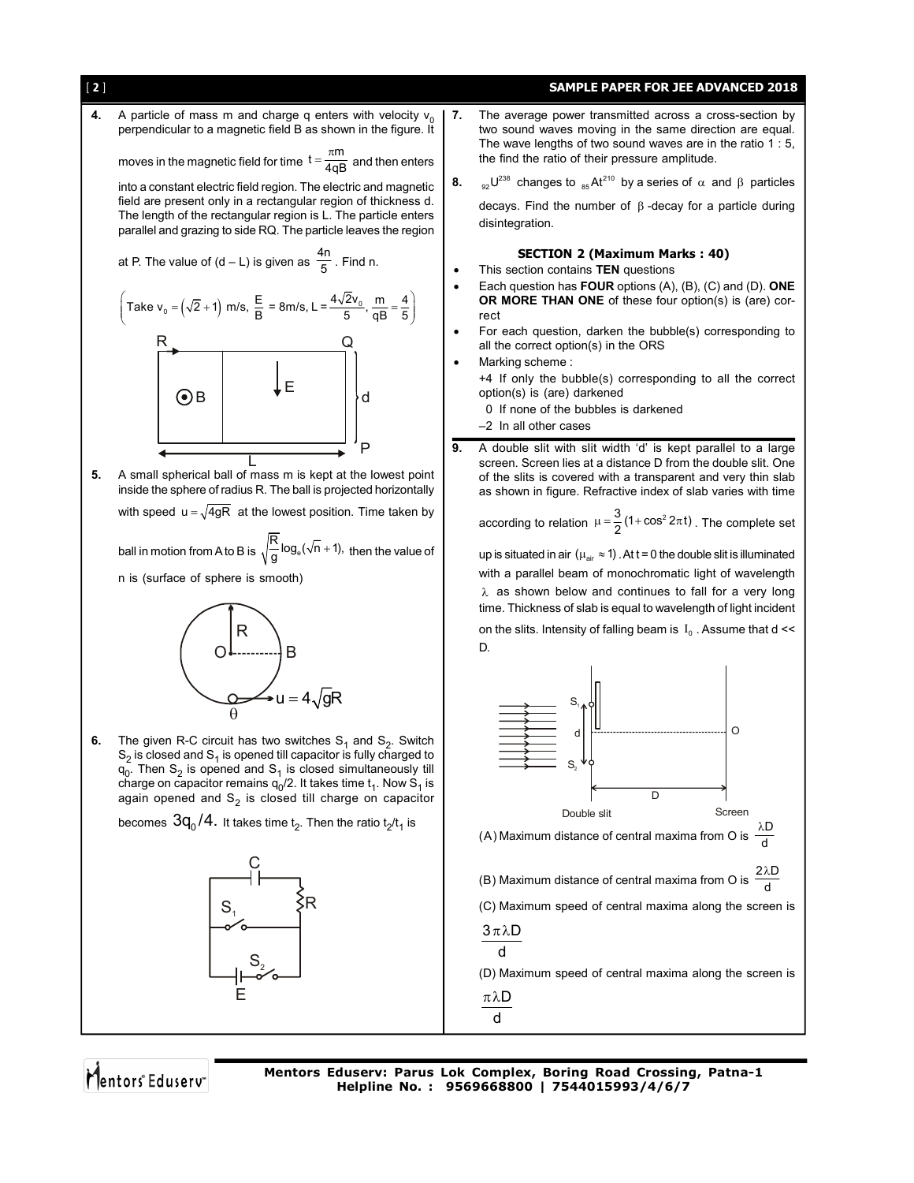**4.** A particle of mass m and charge q enters with velocity $v_0$ perpendicular to a magnetic field B as shown in the figure. It moves in the magnetic field for time $t = \frac{\pi m}{4qB}$ and then enters into a constant electric field region. The electric and magnetic field are present only in a rectangular region of thickness d. The length of the rectangular region is L. The particle enters parallel and grazing to side RQ. The particle leaves the region at P. The value of (d – L) is given as $\frac{4n}{5}$. Find n.

$$\left(\text{Take } v_0 = \left(\sqrt{2}+1\right) \text{ m/s}, \ \frac{E}{B} = 8\text{m/s}, L = \frac{4\sqrt{2}v_0}{5}, \ \frac{m}{qB} = \frac{4}{5}\right)$$

**5.** A small spherical ball of mass m is kept at the lowest point inside the sphere of radius R. The ball is projected horizontally with speed $u = \sqrt{4gR}$ at the lowest position. Time taken by ball in motion from A to B is $\sqrt{\frac{R}{g}}\log_e(\sqrt{n}+1)$, then the value of n is (surface of sphere is smooth)

**6.** The given R-C circuit has two switches $S_1$ and $S_2$. Switch $S_2$ is closed and $S_1$ is opened till capacitor is fully charged to $q_0$. Then $S_2$ is opened and $S_1$ is closed simultaneously till charge on capacitor remains $q_0/2$. It takes time $t_1$. Now $S_1$ is again opened and $S_2$ is closed till charge on capacitor becomes $3q_0/4$. It takes time $t_2$. Then the ratio $t_2/t_1$ is

**7.** The average power transmitted across a cross-section by two sound waves moving in the same direction are equal. The wave lengths of two sound waves are in the ratio 1 : 5, the find the ratio of their pressure amplitude.

**8.** $_{92}U^{238}$ changes to $_{85}At^{210}$ by a series of $\alpha$ and $\beta$ particles decays. Find the number of $\beta$-decay for a particle during disintegration.

### SECTION 2 (Maximum Marks : 40)

- This section contains **TEN** questions
- Each question has **FOUR** options (A), (B), (C) and (D). **ONE OR MORE THAN ONE** of these four option(s) is (are) correct
- For each question, darken the bubble(s) corresponding to all the correct option(s) in the ORS
- Marking scheme :
  +4 If only the bubble(s) corresponding to all the correct option(s) is (are) darkened
  0 If none of the bubbles is darkened
  –2 In all other cases

**9.** A double slit with slit width 'd' is kept parallel to a large screen. Screen lies at a distance D from the double slit. One of the slits is covered with a transparent and very thin slab as shown in figure. Refractive index of slab varies with time according to relation $\mu = \frac{3}{2}(1+\cos^2 2\pi t)$. The complete set up is situated in air $(\mu_{air} \approx 1)$. At t = 0 the double slit is illuminated with a parallel beam of monochromatic light of wavelength $\lambda$ as shown below and continues to fall for a very long time. Thickness of slab is equal to wavelength of light incident on the slits. Intensity of falling beam is $I_0$. Assume that d << D.

(A) Maximum distance of central maxima from O is $\frac{\lambda D}{d}$

(B) Maximum distance of central maxima from O is $\frac{2\lambda D}{d}$

(C) Maximum speed of central maxima along the screen is $\frac{3\pi\lambda D}{d}$

(D) Maximum speed of central maxima along the screen is $\frac{\pi\lambda D}{d}$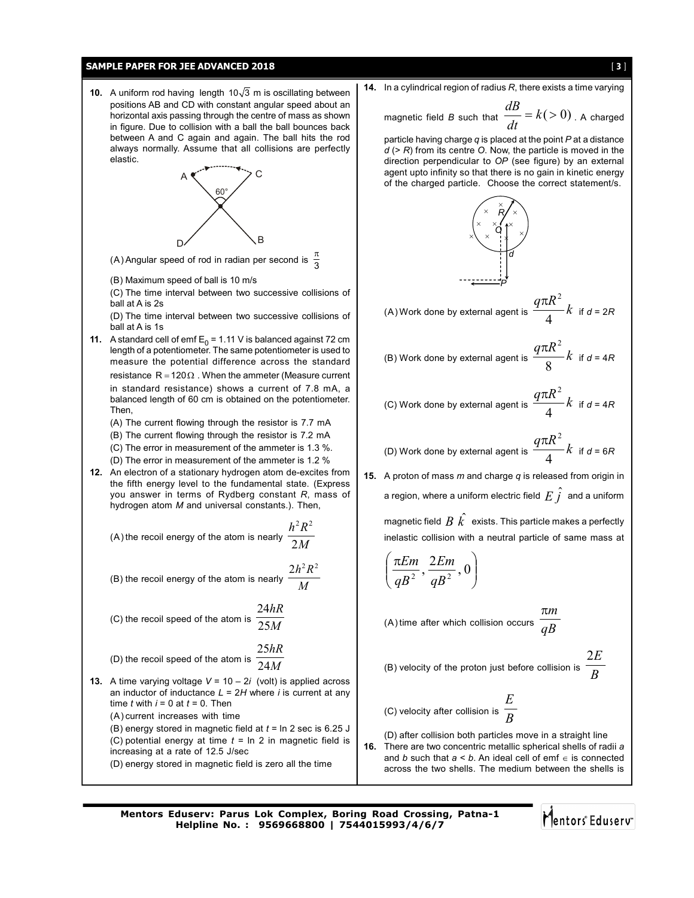**10.** A uniform rod having length $10\sqrt{3}$ m is oscillating between positions AB and CD with constant angular speed about an horizontal axis passing through the centre of mass as shown in figure. Due to collision with a ball the ball bounces back between A and C again and again. The ball hits the rod always normally. Assume that all collisions are perfectly elastic.

(A) Angular speed of rod in radian per second is $\frac{\pi}{3}$

(B) Maximum speed of ball is 10 m/s

(C) The time interval between two successive collisions of ball at A is 2s

(D) The time interval between two successive collisions of ball at A is 1s

**11.** A standard cell of emf $E_0 = 1.11$ V is balanced against 72 cm length of a potentiometer. The same potentiometer is used to measure the potential difference across the standard resistance $R = 120\,\Omega$. When the ammeter (Measure current in standard resistance) shows a current of 7.8 mA, a balanced length of 60 cm is obtained on the potentiometer. Then,

(A) The current flowing through the resistor is 7.7 mA

(B) The current flowing through the resistor is 7.2 mA

(C) The error in measurement of the ammeter is 1.3 %.

(D) The error in measurement of the ammeter is 1.2 %

**12.** An electron of a stationary hydrogen atom de-excites from the fifth energy level to the fundamental state. (Express you answer in terms of Rydberg constant $R$, mass of hydrogen atom $M$ and universal constants.). Then,

(A) the recoil energy of the atom is nearly $\frac{h^2R^2}{2M}$

(B) the recoil energy of the atom is nearly $\frac{2h^2R^2}{M}$

(C) the recoil speed of the atom is $\frac{24hR}{25M}$

(D) the recoil speed of the atom is $\frac{25hR}{24M}$

**13.** A time varying voltage $V = 10 - 2i$ (volt) is applied across an inductor of inductance $L = 2H$ where $i$ is current at any time $t$ with $i = 0$ at $t = 0$. Then

(A) current increases with time

(B) energy stored in magnetic field at $t = \ln 2$ sec is 6.25 J

(C) potential energy at time $t = \ln 2$ in magnetic field is increasing at a rate of 12.5 J/sec

(D) energy stored in magnetic field is zero all the time

**14.** In a cylindrical region of radius $R$, there exists a time varying magnetic field $B$ such that $\frac{dB}{dt} = k(>0)$. A charged particle having charge $q$ is placed at the point $P$ at a distance $d$ ($> R$) from its centre $O$. Now, the particle is moved in the direction perpendicular to $OP$ (see figure) by an external agent upto infinity so that there is no gain in kinetic energy of the charged particle. Choose the correct statement/s.

(A) Work done by external agent is $\frac{q\pi R^2}{4}k$ if $d = 2R$

(B) Work done by external agent is $\frac{q\pi R^2}{8}k$ if $d = 4R$

(C) Work done by external agent is $\frac{q\pi R^2}{4}k$ if $d = 4R$

(D) Work done by external agent is $\frac{q\pi R^2}{4}k$ if $d = 6R$

**15.** A proton of mass $m$ and charge $q$ is released from origin in a region, where a uniform electric field $E\,\hat{j}$ and a uniform magnetic field $B\,\hat{k}$ exists. This particle makes a perfectly inelastic collision with a neutral particle of same mass at $\left(\frac{\pi Em}{qB^2}, \frac{2Em}{qB^2}, 0\right)$

(A) time after which collision occurs $\frac{\pi m}{qB}$

(B) velocity of the proton just before collision is $\frac{2E}{B}$

(C) velocity after collision is $\frac{E}{B}$

(D) after collision both particles move in a straight line

**16.** There are two concentric metallic spherical shells of radii $a$ and $b$ such that $a < b$. An ideal cell of emf $\in$ is connected across the two shells. The medium between the shells is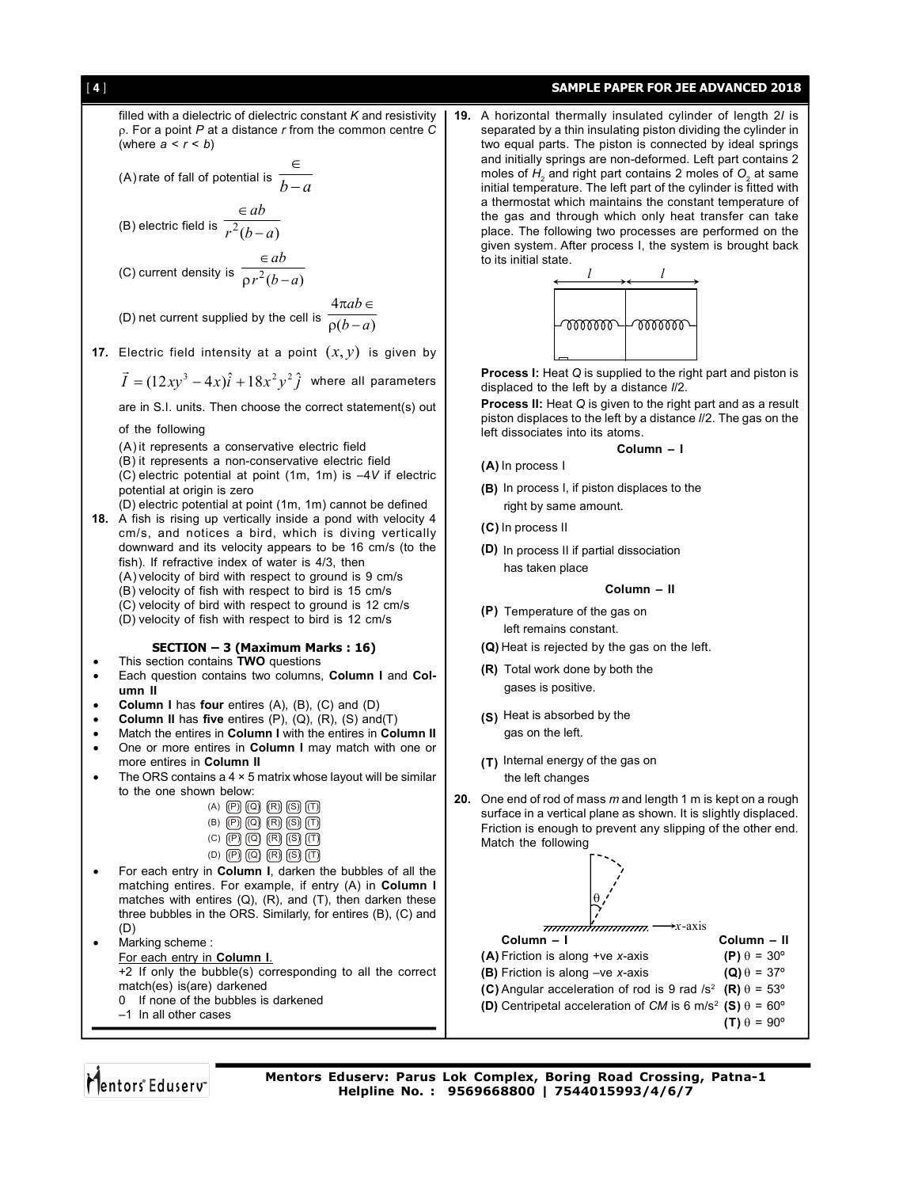filled with a dielectric of dielectric constant $K$ and resistivity $\rho$. For a point $P$ at a distance $r$ from the common centre $C$ (where $a < r < b$)

(A) rate of fall of potential is $\dfrac{\in}{b-a}$

(B) electric field is $\dfrac{\in ab}{r^2(b-a)}$

(C) current density is $\dfrac{\in ab}{\rho r^2(b-a)}$

(D) net current supplied by the cell is $\dfrac{4\pi ab\in}{\rho(b-a)}$

**17.** Electric field intensity at a point $(x, y)$ is given by $\vec{I} = (12xy^3 - 4x)\hat{i} + 18x^2y^2\hat{j}$ where all parameters are in S.I. units. Then choose the correct statement(s) out of the following

(A) it represents a conservative electric field

(B) it represents a non-conservative electric field

(C) electric potential at point (1m, 1m) is $-4V$ if electric potential at origin is zero

(D) electric potential at point (1m, 1m) cannot be defined

**18.** A fish is rising up vertically inside a pond with velocity 4 cm/s, and notices a bird, which is diving vertically downward and its velocity appears to be 16 cm/s (to the fish). If refractive index of water is 4/3, then

(A) velocity of bird with respect to ground is 9 cm/s

(B) velocity of fish with respect to bird is 15 cm/s

(C) velocity of bird with respect to ground is 12 cm/s

(D) velocity of fish with respect to bird is 12 cm/s

## SECTION – 3 (Maximum Marks : 16)

- This section contains **TWO** questions
- Each question contains two columns, **Column I** and **Column II**
- **Column I** has **four** entires (A), (B), (C) and (D)
- **Column II** has **five** entries (P), (Q), (R), (S) and(T)
- Match the entires in **Column I** with the entires in **Column II**
- One or more entires in **Column I** may match with one or more entires in **Column II**
- The ORS contains a 4 × 5 matrix whose layout will be similar to the one shown below:

(A) (P) (Q) (R) (S) (T)
(B) (P) (Q) (R) (S) (T)
(C) (P) (Q) (R) (S) (T)
(D) (P) (Q) (R) (S) (T)

- For each entry in **Column I**, darken the bubbles of all the matching entires. For example, if entry (A) in **Column I** matches with entires (Q), (R), and (T), then darken these three bubbles in the ORS. Similarly, for entires (B), (C) and (D)
- Marking scheme :
  For each entry in **Column I**.
  +2 If only the bubble(s) corresponding to all the correct match(es) is(are) darkened
  0 If none of the bubbles is darkened
  –1 In all other cases

**19.** A horizontal thermally insulated cylinder of length $2l$ is separated by a thin insulating piston dividing the cylinder in two equal parts. The piston is connected by ideal springs and initially springs are non-deformed. Left part contains 2 moles of $H_2$ and right part contains 2 moles of $O_2$ at same initial temperature. The left part of the cylinder is fitted with a thermostat which maintains the constant temperature of the gas and through which only heat transfer can take place. The following two processes are performed on the given system. After process I, the system is brought back to its initial state.

**Process I:** Heat $Q$ is supplied to the right part and piston is displaced to the left by a distance $l/2$.

**Process II:** Heat $Q$ is given to the right part and as a result piston displaces to the left by a distance $l/2$. The gas on the left dissociates into its atoms.

| Column – I | Column – II |
|---|---|
| **(A)** In process I | **(P)** Temperature of the gas on left remains constant. |
| **(B)** In process I, if piston displaces to the right by same amount. | **(Q)** Heat is rejected by the gas on the left. |
| **(C)** In process II | **(R)** Total work done by both the gases is positive. |
| **(D)** In process II if partial dissociation has taken place | **(S)** Heat is absorbed by the gas on the left. |
| | **(T)** Internal energy of the gas on the left changes |

**20.** One end of rod of mass $m$ and length 1 m is kept on a rough surface in a vertical plane as shown. It is slightly displaced. Friction is enough to prevent any slipping of the other end. Match the following

| Column – I | Column – II |
|---|---|
| **(A)** Friction is along +ve $x$-axis | **(P)** $\theta = 30^\circ$ |
| **(B)** Friction is along –ve $x$-axis | **(Q)** $\theta = 37^\circ$ |
| **(C)** Angular acceleration of rod is 9 rad /s² | **(R)** $\theta = 53^\circ$ |
| **(D)** Centripetal acceleration of $CM$ is 6 m/s² | **(S)** $\theta = 60^\circ$ |
| | **(T)** $\theta = 90^\circ$ |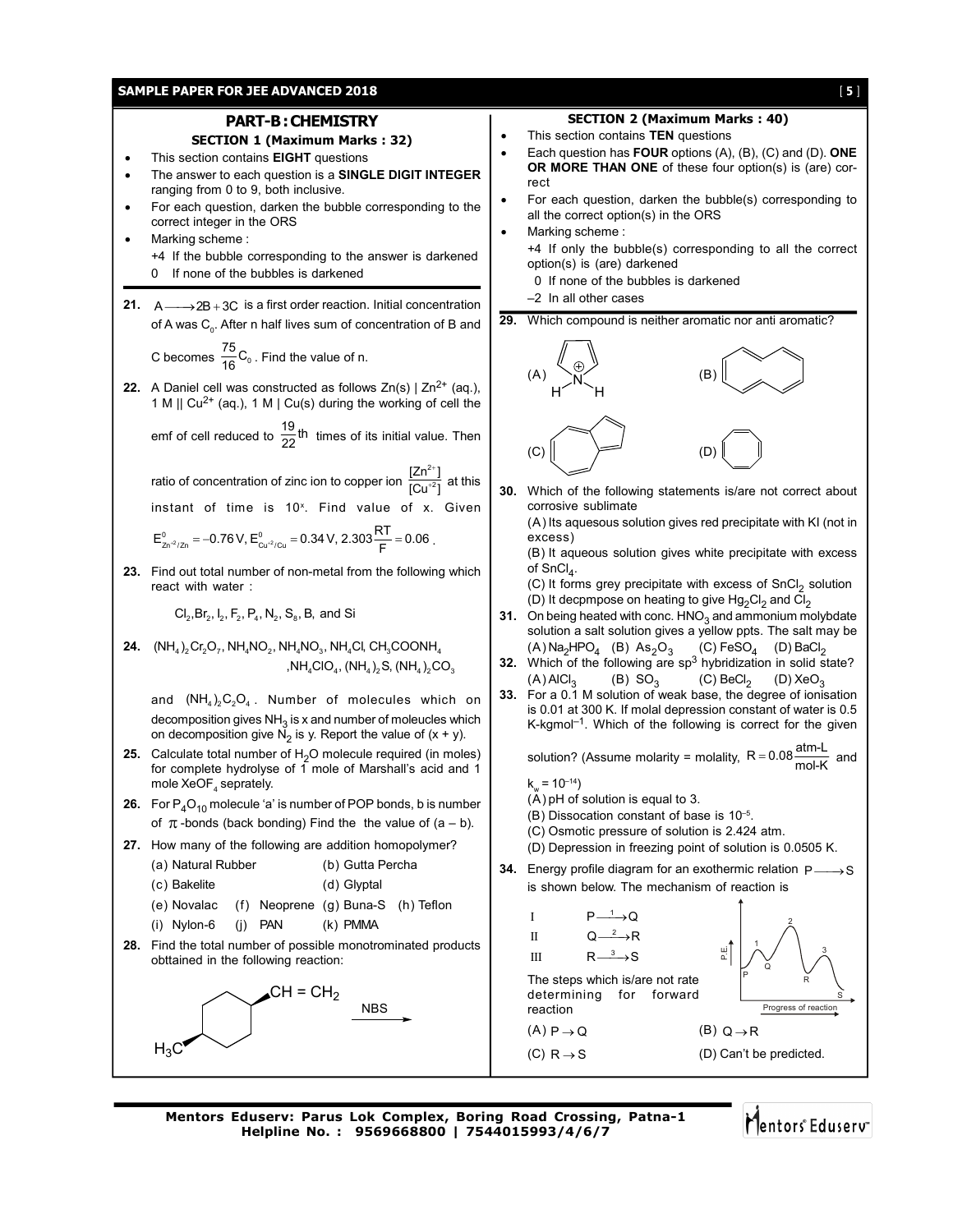## PART-B : CHEMISTRY

### SECTION 1 (Maximum Marks : 32)

- This section contains **EIGHT** questions
- The answer to each question is a **SINGLE DIGIT INTEGER** ranging from 0 to 9, both inclusive.
- For each question, darken the bubble corresponding to the correct integer in the ORS
- Marking scheme :
  +4 If the bubble corresponding to the answer is darkened
  0 If none of the bubbles is darkened

**21.** $A \longrightarrow 2B + 3C$ is a first order reaction. Initial concentration of A was $C_0$. After n half lives sum of concentration of B and C becomes $\frac{75}{16}C_0$. Find the value of n.

**22.** A Daniel cell was constructed as follows Zn(s) | $Zn^{2+}$ (aq.), 1 M || $Cu^{2+}$ (aq.), 1 M | Cu(s) during the working of cell the emf of cell reduced to $\frac{19}{22}$th times of its initial value. Then ratio of concentration of zinc ion to copper ion $\frac{[Zn^{2+}]}{[Cu^{+2}]}$ at this instant of time is $10^x$. Find value of x. Given $E^0_{Zn^{+2}/Zn} = -0.76\,V, E^0_{Cu^{+2}/Cu} = 0.34\,V, 2.303\frac{RT}{F} = 0.06$.

**23.** Find out total number of non-metal from the following which react with water :

$Cl_2, Br_2, I_2, F_2, P_4, N_2, S_8$, B, and Si

**24.** $(NH_4)_2Cr_2O_7, NH_4NO_2, NH_4NO_3, NH_4Cl, CH_3COONH_4, NH_4ClO_4, (NH_4)_2S, (NH_4)_2CO_3$ and $(NH_4)_2C_2O_4$. Number of molecules which on decomposition gives $NH_3$ is x and number of moleucles which on decomposition give $N_2$ is y. Report the value of (x + y).

**25.** Calculate total number of $H_2O$ molecule required (in moles) for complete hydrolyse of 1 mole of Marshall's acid and 1 mole $XeOF_4$ seprately.

**26.** For $P_4O_{10}$ molecule 'a' is number of POP bonds, b is number of $\pi$-bonds (back bonding) Find the the value of (a – b).

**27.** How many of the following are addition homopolymer?

(a) Natural Rubber (b) Gutta Percha
(c) Bakelite (d) Glyptal
(e) Novalac (f) Neoprene (g) Buna-S (h) Teflon
(i) Nylon-6 (j) PAN (k) PMMA

**28.** Find the total number of possible monotrominated products obttained in the following reaction:

(Cyclohexane ring with $CH = CH_2$ substituent and $H_3C$ substituent) $\xrightarrow{NBS}$

### SECTION 2 (Maximum Marks : 40)

- This section contains **TEN** questions
- Each question has **FOUR** options (A), (B), (C) and (D). **ONE OR MORE THAN ONE** of these four option(s) is (are) correct
- For each question, darken the bubble(s) corresponding to all the correct option(s) in the ORS
- Marking scheme :
  +4 If only the bubble(s) corresponding to all the correct option(s) is (are) darkened
  0 If none of the bubbles is darkened
  –2 In all other cases

**29.** Which compound is neither aromatic nor anti aromatic?

(A) (five-membered ring with $\overset{\oplus}{N}$ bearing H and H) (B) (ten-membered ring) (C) (fused seven- and five-membered rings) (D) (eight-membered ring)

**30.** Which of the following statements is/are not correct about corrosive sublimate

(A) Its aquesous solution gives red precipitate with KI (not in excess)
(B) It aqueous solution gives white precipitate with excess of $SnCl_4$.
(C) It forms grey precipitate with excess of $SnCl_2$ solution
(D) It decpmpose on heating to give $Hg_2Cl_2$ and $Cl_2$

**31.** On being heated with conc. $HNO_3$ and ammonium molybdate solution a salt solution gives a yellow ppts. The salt may be

(A) $Na_2HPO_4$ (B) $As_2O_3$ (C) $FeSO_4$ (D) $BaCl_2$

**32.** Which of the following are $sp^3$ hybridization in solid state?

(A) $AlCl_3$ (B) $SO_3$ (C) $BeCl_2$ (D) $XeO_3$

**33.** For a 0.1 M solution of weak base, the degree of ionisation is 0.01 at 300 K. If molal depression constant of water is 0.5 K-kgmol$^{-1}$. Which of the following is correct for the given solution? (Assume molarity = molality, $R = 0.08\frac{atm\text{-}L}{mol\text{-}K}$ and $k_w = 10^{-14}$)

(A) pH of solution is equal to 3.
(B) Dissocation constant of base is $10^{-5}$.
(C) Osmotic pressure of solution is 2.424 atm.
(D) Depression in freezing point of solution is 0.0505 K.

**34.** Energy profile diagram for an exothermic relation $P \longrightarrow S$ is shown below. The mechanism of reaction is

I $P \xrightarrow{1} Q$
II $Q \xrightarrow{2} R$
III $R \xrightarrow{3} S$

(Energy profile: P.E. vs Progress of reaction, showing P, peak 1, Q, peak 2, R, peak 3, S)

The steps which is/are not rate determining for forward reaction

(A) $P \rightarrow Q$ (B) $Q \rightarrow R$
(C) $R \rightarrow S$ (D) Can't be predicted.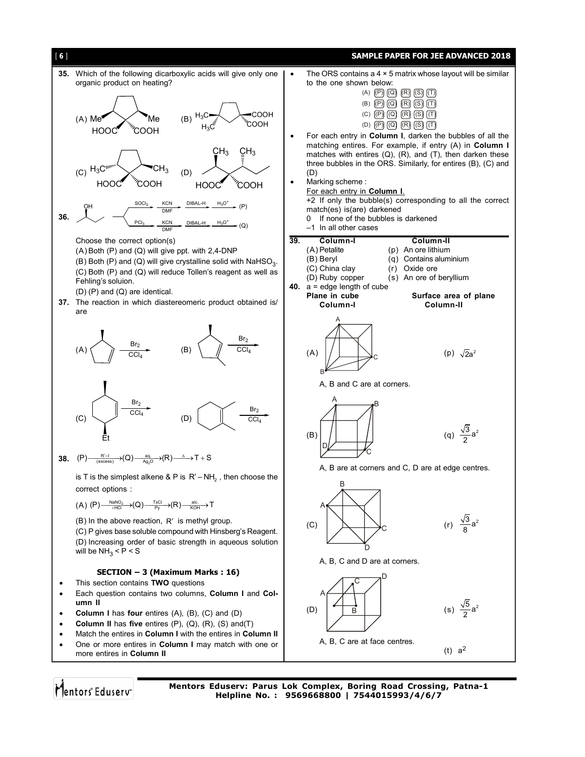**35.** Which of the following dicarboxylic acids will give only one organic product on heating?

(A) (B) (C) (D)

**36.** OH (butan-2-ol) → $\xrightarrow{SOCl_2}$ $\xrightarrow[DMF]{KCN}$ $\xrightarrow{DIBAL\text{-}H}$ $\xrightarrow{H_3O^+}$ (P)

→ $\xrightarrow{PCl_3}$ $\xrightarrow[DMF]{KCN}$ $\xrightarrow{DIBAL\text{-}H}$ $\xrightarrow{H_3O^+}$ (Q)

Choose the correct option(s)

(A) Both (P) and (Q) will give ppt. with 2,4-DNP

(B) Both (P) and (Q) will give crystalline solid with $NaHSO_3$.

(C) Both (P) and (Q) will reduce Tollen's reagent as well as Fehling's soluion.

(D) (P) and (Q) are identical.

**37.** The reaction in which diastereomeric product obtained is/are

(A) $\xrightarrow[CCl_4]{Br_2}$ (B) $\xrightarrow[CCl_4]{Br_2}$

(C) $\xrightarrow[CCl_4]{Br_2}$ (D) $\xrightarrow[CCl_4]{Br_2}$

**38.** $(P)\xrightarrow[\text{(excess)}]{R'-I}(Q)\xrightarrow[Ag_2O]{aq.}(R)\xrightarrow{\Delta}T+S$

is T is the simplest alkene & P is $R'-NH_2$, then choose the correct options :

(A) $(P)\xrightarrow[+HCl]{NaNO_2}(Q)\xrightarrow[Py]{TsCl}(R)\xrightarrow[KOH]{alc.}T$

(B) In the above reaction, $R'$ is methyl group.

(C) P gives base soluble compound with Hinsberg's Reagent.

(D) Increasing order of basic strength in aqueous solution will be $NH_3 < P < S$

### SECTION – 3 (Maximum Marks : 16)

- This section contains **TWO** questions
- Each question contains two columns, **Column I** and **Column II**
- **Column I** has **four** entires (A), (B), (C) and (D)
- **Column II** has **five** entires (P), (Q), (R), (S) and(T)
- Match the entires in **Column I** with the entires in **Column II**
- One or more entires in **Column I** may match with one or more entires in **Column II**
- The ORS contains a 4 × 5 matrix whose layout will be similar to the one shown below:

(A) (P) (Q) (R) (S) (T)
(B) (P) (Q) (R) (S) (T)
(C) (P) (Q) (R) (S) (T)
(D) (P) (Q) (R) (S) (T)

- For each entry in **Column I**, darken the bubbles of all the matching entires. For example, if entry (A) in **Column I** matches with entires (Q), (R), and (T), then darken these three bubbles in the ORS. Similarly, for entires (B), (C) and (D)
- Marking scheme :
  For each entry in **Column I**.
  +2 If only the bubble(s) corresponding to all the correct match(es) is(are) darkened
  0 If none of the bubbles is darkened
  –1 In all other cases

**39.**

| Column-I | Column-II |
|---|---|
| (A) Petalite | (p) An ore lithium |
| (B) Beryl | (q) Contains aluminium |
| (C) China clay | (r) Oxide ore |
| (D) Ruby copper | (s) An ore of beryllium |

**40.** a = edge length of cube

| Plane in cube Column-I | Surface area of plane Column-II |
|---|---|
| (A) A, B and C are at corners. | (p) $\sqrt{2}a^2$ |
| (B) A, B are at corners and C, D are at edge centres. | (q) $\frac{\sqrt{3}}{2}a^2$ |
| (C) A, B, C and D are at corners. | (r) $\frac{\sqrt{3}}{8}a^2$ |
| (D) A, B, C are at face centres. | (s) $\frac{\sqrt{5}}{2}a^2$ |
| | (t) $a^2$ |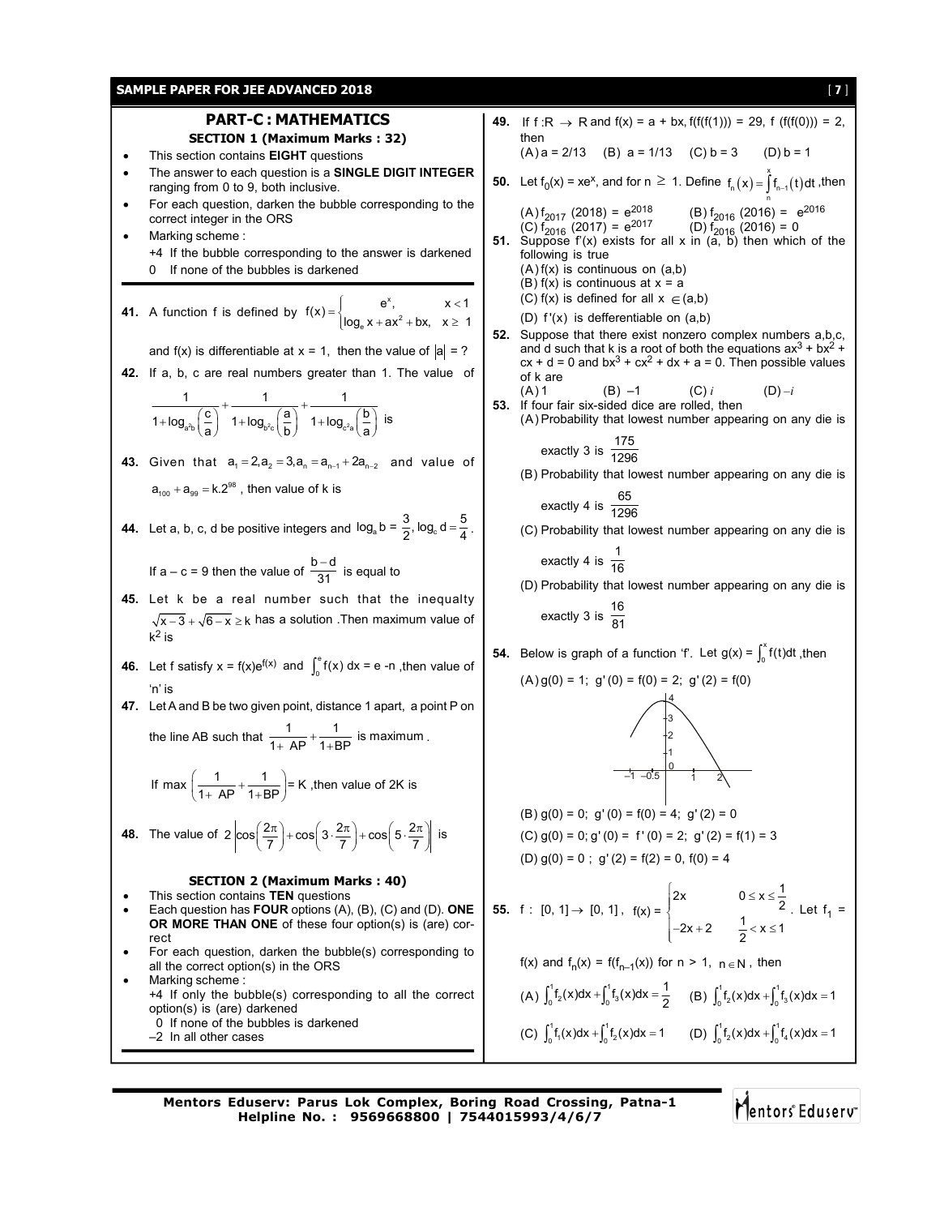## PART-C : MATHEMATICS

### SECTION 1 (Maximum Marks : 32)

- This section contains **EIGHT** questions
- The answer to each question is a **SINGLE DIGIT INTEGER** ranging from 0 to 9, both inclusive.
- For each question, darken the bubble corresponding to the correct integer in the ORS
- Marking scheme :
  +4 If the bubble corresponding to the answer is darkened
  0 If none of the bubbles is darkened

**41.** A function f is defined by $f(x)=\begin{cases} e^x, & x<1 \\ \log_e x + ax^2 + bx, & x \geq 1 \end{cases}$

and f(x) is differentiable at x = 1, then the value of $|a|$ = ?

**42.** If a, b, c are real numbers greater than 1. The value of

$$\frac{1}{1+\log_{a^2b}\left(\frac{c}{a}\right)}+\frac{1}{1+\log_{b^2c}\left(\frac{a}{b}\right)}+\frac{1}{1+\log_{c^2a}\left(\frac{b}{a}\right)}$$ is

**43.** Given that $a_1 = 2, a_2 = 3, a_n = a_{n-1} + 2a_{n-2}$ and value of $a_{100} + a_{99} = k.2^{98}$, then value of k is

**44.** Let a, b, c, d be positive integers and $\log_a b = \frac{3}{2}, \log_c d = \frac{5}{4}$.

If a – c = 9 then the value of $\frac{b-d}{31}$ is equal to

**45.** Let k be a real number such that the inequalty $\sqrt{x-3}+\sqrt{6-x} \geq k$ has a solution .Then maximum value of $k^2$ is

**46.** Let f satisfy $x = f(x)e^{f(x)}$ and $\int_0^e f(x)\,dx = e - n$ ,then value of 'n' is

**47.** Let A and B be two given point, distance 1 apart, a point P on the line AB such that $\frac{1}{1+AP}+\frac{1}{1+BP}$ is maximum .

If max $\left(\frac{1}{1+AP}+\frac{1}{1+BP}\right)$= K ,then value of 2K is

**48.** The value of $2\left|\cos\left(\frac{2\pi}{7}\right)+\cos\left(3\cdot\frac{2\pi}{7}\right)+\cos\left(5\cdot\frac{2\pi}{7}\right)\right|$ is

### SECTION 2 (Maximum Marks : 40)

- This section contains **TEN** questions
- Each question has **FOUR** options (A), (B), (C) and (D). **ONE OR MORE THAN ONE** of these four option(s) is (are) correct
- For each question, darken the bubble(s) corresponding to all the correct option(s) in the ORS
- Marking scheme :
  +4 If only the bubble(s) corresponding to all the correct option(s) is (are) darkened
  0 If none of the bubbles is darkened
  –2 In all other cases

**49.** If $f : R \to R$ and f(x) = a + bx, f(f(f(1))) = 29, f (f(f(0))) = 2, then

(A) a = 2/13 (B) a = 1/13 (C) b = 3 (D) b = 1

**50.** Let $f_0(x) = xe^x$, and for n $\geq$ 1. Define $f_n(x)=\int_n^x f_{n-1}(t)\,dt$ ,then

(A) $f_{2017}(2018) = e^{2018}$ (B) $f_{2016}(2016) = e^{2016}$
(C) $f_{2016}(2017) = e^{2017}$ (D) $f_{2016}(2016) = 0$

**51.** Suppose f'(x) exists for all x in (a, b) then which of the following is true

(A) f(x) is continuous on (a,b)
(B) f(x) is continuous at x = a
(C) f(x) is defined for all x $\in$ (a,b)
(D) f'(x) is defferentiable on (a,b)

**52.** Suppose that there exist nonzero complex numbers a,b,c, and d such that k is a root of both the equations $ax^3 + bx^2 + cx + d = 0$ and $bx^3 + cx^2 + dx + a = 0$. Then possible values of k are

(A) 1 (B) –1 (C) $i$ (D) $-i$

**53.** If four fair six-sided dice are rolled, then

(A) Probability that lowest number appearing on any die is exactly 3 is $\frac{175}{1296}$

(B) Probability that lowest number appearing on any die is exactly 4 is $\frac{65}{1296}$

(C) Probability that lowest number appearing on any die is exactly 4 is $\frac{1}{16}$

(D) Probability that lowest number appearing on any die is exactly 3 is $\frac{16}{81}$

**54.** Below is graph of a function 'f'. Let $g(x)=\int_0^x f(t)\,dt$ ,then

(A) g(0) = 1; g'(0) = f(0) = 2; g'(2) = f(0)

(B) g(0) = 0; g'(0) = f(0) = 4; g'(2) = 0

(C) g(0) = 0; g'(0) = f'(0) = 2; g'(2) = f(1) = 3

(D) g(0) = 0 ; g'(2) = f(2) = 0, f(0) = 4

**55.** f : [0, 1] $\to$ [0, 1] , $f(x)=\begin{cases} 2x & 0 \leq x \leq \frac{1}{2} \\ -2x+2 & \frac{1}{2} < x \leq 1 \end{cases}$. Let $f_1$ = f(x) and $f_n(x) = f(f_{n-1}(x))$ for n > 1, $n \in N$ , then

(A) $\int_0^1 f_2(x)dx+\int_0^1 f_3(x)dx=\frac{1}{2}$ (B) $\int_0^1 f_2(x)dx+\int_0^1 f_3(x)dx=1$

(C) $\int_0^1 f_1(x)dx+\int_0^1 f_2(x)dx=1$ (D) $\int_0^1 f_2(x)dx+\int_0^1 f_4(x)dx=1$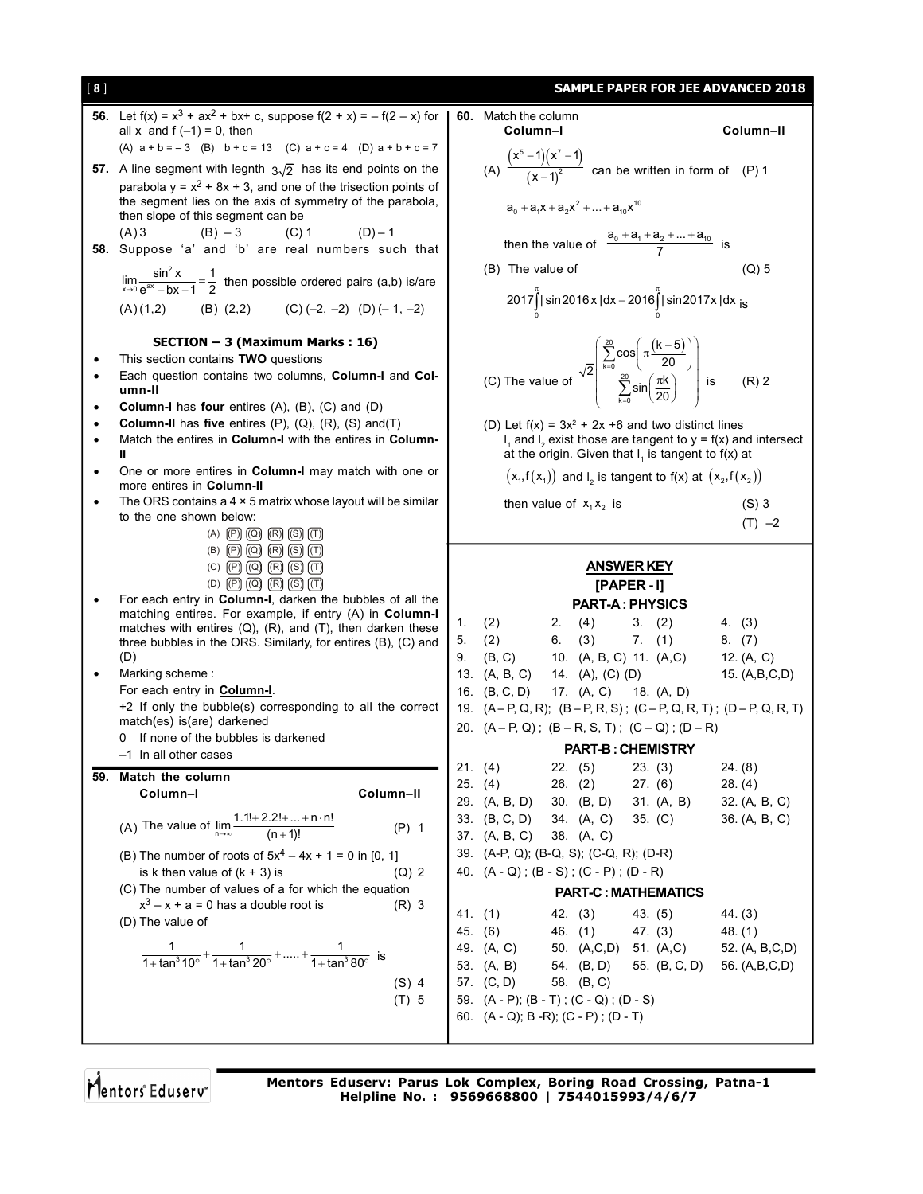**56.** Let $f(x) = x^3 + ax^2 + bx + c$, suppose $f(2 + x) = -f(2 - x)$ for all x and $f(-1) = 0$, then

(A) $a + b = -3$ (B) $b + c = 13$ (C) $a + c = 4$ (D) $a + b + c = 7$

**57.** A line segment with legnth $3\sqrt{2}$ has its end points on the parabola $y = x^2 + 8x + 3$, and one of the trisection points of the segment lies on the axis of symmetry of the parabola, then slope of this segment can be

(A) 3 (B) $-3$ (C) 1 (D) $-1$

**58.** Suppose 'a' and 'b' are real numbers such that $\lim\limits_{x\to 0}\frac{\sin^2 x}{e^{ax} - bx - 1} = \frac{1}{2}$ then possible ordered pairs (a,b) is/are

(A) (1,2) (B) (2,2) (C) $(-2, -2)$ (D) $(-1, -2)$

### SECTION – 3 (Maximum Marks : 16)

- This section contains **TWO** questions
- Each question contains two columns, **Column-I** and **Column-II**
- **Column-I** has **four** entires (A), (B), (C) and (D)
- **Column-II** has **five** entries (P), (Q), (R), (S) and(T)
- Match the entires in **Column-I** with the entires in **Column-II**
- One or more entires in **Column-I** may match with one or more entires in **Column-II**
- The ORS contains a 4 × 5 matrix whose layout will be similar to the one shown below:

(A) (P) (Q) (R) (S) (T)
(B) (P) (Q) (R) (S) (T)
(C) (P) (Q) (R) (S) (T)
(D) (P) (Q) (R) (S) (T)

- For each entry in **Column-I**, darken the bubbles of all the matching entires. For example, if entry (A) in **Column-I** matches with entires (Q), (R), and (T), then darken these three bubbles in the ORS. Similarly, for entires (B), (C) and (D)
- Marking scheme :

For each entry in **Column-I**.

+2 If only the bubble(s) corresponding to all the correct match(es) is(are) darkened

0 If none of the bubbles is darkened

–1 In all other cases

**59. Match the column**

**Column–I** | **Column–II**

(A) The value of $\lim\limits_{n\to\infty}\frac{1.1! + 2.2! + ... + n\cdot n!}{(n+1)!}$ — (P) 1

(B) The number of roots of $5x^4 - 4x + 1 = 0$ in [0, 1] is k then value of (k + 3) is — (Q) 2

(C) The number of values of a for which the equation $x^3 - x + a = 0$ has a double root is — (R) 3

(D) The value of

$$\frac{1}{1+\tan^3 10^\circ} + \frac{1}{1+\tan^3 20^\circ} + ..... + \frac{1}{1+\tan^3 80^\circ}$$ is — (S) 4

(T) 5

**60.** Match the column

**Column–I** | **Column–II**

(A) $\frac{(x^5-1)(x^7-1)}{(x-1)^2}$ can be written in form of $a_0 + a_1x + a_2x^2 + ... + a_{10}x^{10}$ then the value of $\frac{a_0 + a_1 + a_2 + ... + a_{10}}{7}$ is — (P) 1

(B) The value of $2017\int_0^{\pi}|\sin 2016x|dx - 2016\int_0^{\pi}|\sin 2017x|dx$ is — (Q) 5

(C) The value of $\sqrt{2}\left(\frac{\sum_{k=0}^{20}\cos\left(\pi\frac{(k-5)}{20}\right)}{\sum_{k=0}^{20}\sin\left(\frac{\pi k}{20}\right)}\right)$ is — (R) 2

(D) Let $f(x) = 3x^2 + 2x + 6$ and two distinct lines $l_1$ and $l_2$ exist those are tangent to $y = f(x)$ and intersect at the origin. Given that $l_1$ is tangent to f(x) at $(x_1, f(x_1))$ and $l_2$ is tangent to f(x) at $(x_2, f(x_2))$ then value of $x_1x_2$ is — (S) 3

(T) $-2$

## ANSWER KEY

### [PAPER - I]

### PART-A : PHYSICS

| | | | |
|---|---|---|---|
| 1. (2) | 2. (4) | 3. (2) | 4. (3) |
| 5. (2) | 6. (3) | 7. (1) | 8. (7) |
| 9. (B, C) | 10. (A, B, C) | 11. (A,C) | 12. (A, C) |
| 13. (A, B, C) | 14. (A), (C) (D) | | 15. (A,B,C,D) |
| 16. (B, C, D) | 17. (A, C) | 18. (A, D) | |

19. (A – P, Q, R); (B – P, R, S) ; (C – P, Q, R, T) ; (D – P, Q, R, T)

20. (A – P, Q) ; (B – R, S, T) ; (C – Q) ; (D – R)

### PART-B : CHEMISTRY

| | | | |
|---|---|---|---|
| 21. (4) | 22. (5) | 23. (3) | 24. (8) |
| 25. (4) | 26. (2) | 27. (6) | 28. (4) |
| 29. (A, B, D) | 30. (B, D) | 31. (A, B) | 32. (A, B, C) |
| 33. (B, C, D) | 34. (A, C) | 35. (C) | 36. (A, B, C) |
| 37. (A, B, C) | 38. (A, C) | | |

39. (A-P, Q); (B-Q, S); (C-Q, R); (D-R)

40. (A - Q) ; (B - S) ; (C - P) ; (D - R)

### PART-C : MATHEMATICS

| | | | |
|---|---|---|---|
| 41. (1) | 42. (3) | 43. (5) | 44. (3) |
| 45. (6) | 46. (1) | 47. (3) | 48. (1) |
| 49. (A, C) | 50. (A,C,D) | 51. (A,C) | 52. (A, B,C,D) |
| 53. (A, B) | 54. (B, D) | 55. (B, C, D) | 56. (A,B,C,D) |
| 57. (C, D) | 58. (B, C) | | |

59. (A - P); (B - T) ; (C - Q) ; (D - S)

60. (A - Q); B -R); (C - P) ; (D - T)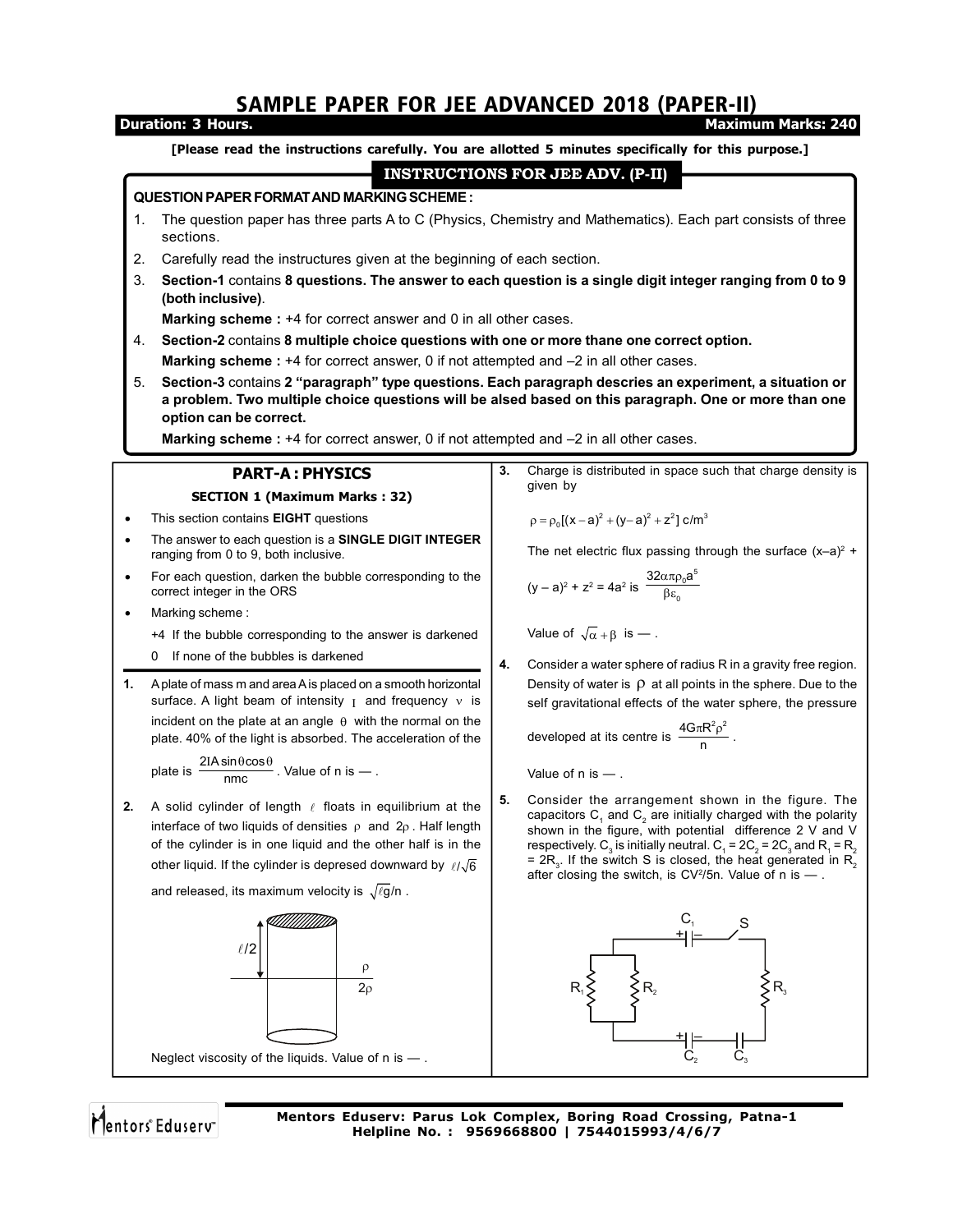# SAMPLE PAPER FOR JEE ADVANCED 2018 (PAPER-II)

**Duration: 3 Hours.** **Maximum Marks: 240**

**[Please read the instructions carefully. You are allotted 5 minutes specifically for this purpose.]**

## INSTRUCTIONS FOR JEE ADV. (P-II)

**QUESTION PAPER FORMAT AND MARKING SCHEME :**

1. The question paper has three parts A to C (Physics, Chemistry and Mathematics). Each part consists of three sections.
2. Carefully read the instructures given at the beginning of each section.
3. **Section-1** contains **8 questions. The answer to each question is a single digit integer ranging from 0 to 9 (both inclusive)**.
   **Marking scheme :** +4 for correct answer and 0 in all other cases.
4. **Section-2** contains **8 multiple choice questions with one or more thane one correct option.**
   **Marking scheme :** +4 for correct answer, 0 if not attempted and –2 in all other cases.
5. **Section-3** contains **2 "paragraph" type questions. Each paragraph descries an experiment, a situation or a problem. Two multiple choice questions will be alsed based on this paragraph. One or more than one option can be correct.**
   **Marking scheme :** +4 for correct answer, 0 if not attempted and –2 in all other cases.

## PART-A : PHYSICS

### SECTION 1 (Maximum Marks : 32)

- This section contains **EIGHT** questions
- The answer to each question is a **SINGLE DIGIT INTEGER** ranging from 0 to 9, both inclusive.
- For each question, darken the bubble corresponding to the correct integer in the ORS
- Marking scheme :
  +4 If the bubble corresponding to the answer is darkened
  0 If none of the bubbles is darkened

**1.** A plate of mass m and area A is placed on a smooth horizontal surface. A light beam of intensity $I$ and frequency $\nu$ is incident on the plate at an angle $\theta$ with the normal on the plate. 40% of the light is absorbed. The acceleration of the plate is $\frac{2IA\sin\theta\cos\theta}{nmc}$. Value of n is — .

**2.** A solid cylinder of length $\ell$ floats in equilibrium at the interface of two liquids of densities $\rho$ and $2\rho$. Half length of the cylinder is in one liquid and the other half is in the other liquid. If the cylinder is depresed downward by $\ell/\sqrt{6}$ and released, its maximum velocity is $\sqrt{\ell g}/n$.

Neglect viscosity of the liquids. Value of n is — .

**3.** Charge is distributed in space such that charge density is given by

$$\rho = \rho_0[(x-a)^2 + (y-a)^2 + z^2]\ \text{c/m}^3$$

The net electric flux passing through the surface $(x–a)^2 + (y – a)^2 + z^2 = 4a^2$ is $\frac{32\alpha\pi\rho_0 a^5}{\beta\varepsilon_0}$

Value of $\sqrt{\alpha} + \beta$ is — .

**4.** Consider a water sphere of radius R in a gravity free region. Density of water is $\rho$ at all points in the sphere. Due to the self gravitational effects of the water sphere, the pressure developed at its centre is $\frac{4G\pi R^2\rho^2}{n}$.

Value of n is — .

**5.** Consider the arrangement shown in the figure. The capacitors $C_1$ and $C_2$ are initially charged with the polarity shown in the figure, with potential difference 2 V and V respectively. $C_3$ is initially neutral. $C_1 = 2C_2 = 2C_3$ and $R_1 = R_2 = 2R_3$. If the switch S is closed, the heat generated in $R_2$ after closing the switch, is $CV^2/5n$. Value of n is — .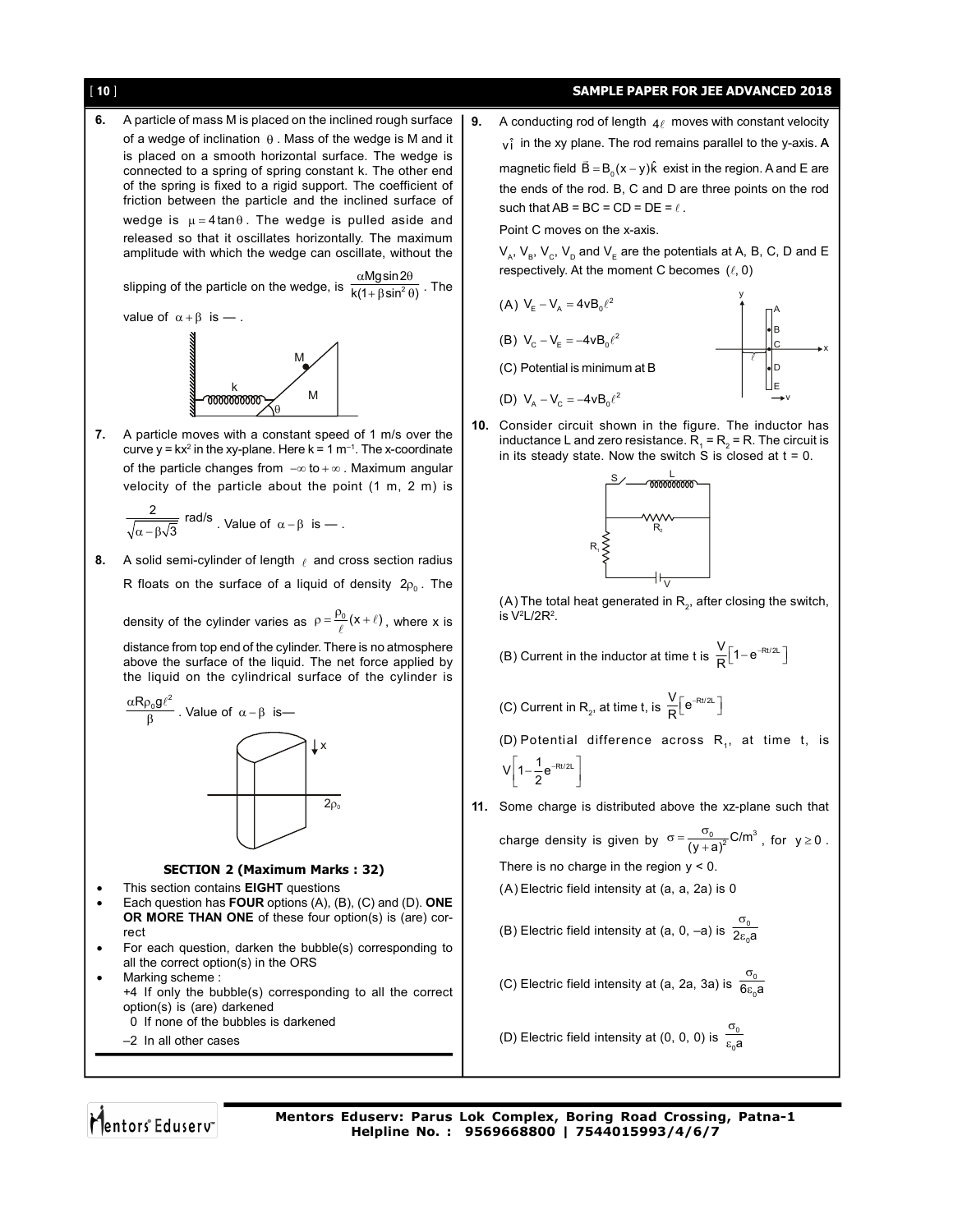**6.** A particle of mass M is placed on the inclined rough surface of a wedge of inclination $\theta$. Mass of the wedge is M and it is placed on a smooth horizontal surface. The wedge is connected to a spring of spring constant k. The other end of the spring is fixed to a rigid support. The coefficient of friction between the particle and the inclined surface of wedge is $\mu = 4\tan\theta$. The wedge is pulled aside and released so that it oscillates horizontally. The maximum amplitude with which the wedge can oscillate, without the slipping of the particle on the wedge, is $\frac{\alpha Mg\sin 2\theta}{k(1+\beta\sin^2\theta)}$. The value of $\alpha+\beta$ is — .

**7.** A particle moves with a constant speed of 1 m/s over the curve $y = kx^2$ in the xy-plane. Here $k = 1\ m^{-1}$. The x-coordinate of the particle changes from $-\infty$ to $+\infty$. Maximum angular velocity of the particle about the point (1 m, 2 m) is $\frac{2}{\sqrt{\alpha-\beta\sqrt{3}}}$ rad/s. Value of $\alpha-\beta$ is — .

**8.** A solid semi-cylinder of length $\ell$ and cross section radius R floats on the surface of a liquid of density $2\rho_0$. The density of the cylinder varies as $\rho = \frac{\rho_0}{\ell}(x+\ell)$, where x is distance from top end of the cylinder. There is no atmosphere above the surface of the liquid. The net force applied by the liquid on the cylindrical surface of the cylinder is $\frac{\alpha R\rho_0 g\ell^2}{\beta}$. Value of $\alpha-\beta$ is—

### SECTION 2 (Maximum Marks : 32)

- This section contains **EIGHT** questions
- Each question has **FOUR** options (A), (B), (C) and (D). **ONE OR MORE THAN ONE** of these four option(s) is (are) correct
- For each question, darken the bubble(s) corresponding to all the correct option(s) in the ORS
- Marking scheme :
  +4 If only the bubble(s) corresponding to all the correct option(s) is (are) darkened
  0 If none of the bubbles is darkened
  –2 In all other cases

**9.** A conducting rod of length $4\ell$ moves with constant velocity $v\hat{i}$ in the xy plane. The rod remains parallel to the y-axis. A magnetic field $\vec{B} = B_0(x-y)\hat{k}$ exist in the region. A and E are the ends of the rod. B, C and D are three points on the rod such that AB = BC = CD = DE = $\ell$.

Point C moves on the x-axis.

$V_A$, $V_B$, $V_C$, $V_D$ and $V_E$ are the potentials at A, B, C, D and E respectively. At the moment C becomes $(\ell, 0)$

(A) $V_E - V_A = 4vB_0\ell^2$

(B) $V_C - V_E = -4vB_0\ell^2$

(C) Potential is minimum at B

(D) $V_A - V_C = -4vB_0\ell^2$

**10.** Consider circuit shown in the figure. The inductor has inductance L and zero resistance. $R_1 = R_2 = R$. The circuit is in its steady state. Now the switch S is closed at t = 0.

(A) The total heat generated in $R_2$, after closing the switch, is $V^2L/2R^2$.

(B) Current in the inductor at time t is $\frac{V}{R}\left[1-e^{-Rt/2L}\right]$

(C) Current in $R_2$, at time t, is $\frac{V}{R}\left[e^{-Rt/2L}\right]$

(D) Potential difference across $R_1$, at time t, is $V\left[1-\frac{1}{2}e^{-Rt/2L}\right]$

**11.** Some charge is distributed above the xz-plane such that charge density is given by $\sigma = \frac{\sigma_0}{(y+a)^2}\ C/m^3$, for $y \geq 0$. There is no charge in the region y < 0.

(A) Electric field intensity at (a, a, 2a) is 0

(B) Electric field intensity at (a, 0, –a) is $\frac{\sigma_0}{2\varepsilon_0 a}$

(C) Electric field intensity at (a, 2a, 3a) is $\frac{\sigma_0}{6\varepsilon_0 a}$

(D) Electric field intensity at (0, 0, 0) is $\frac{\sigma_0}{\varepsilon_0 a}$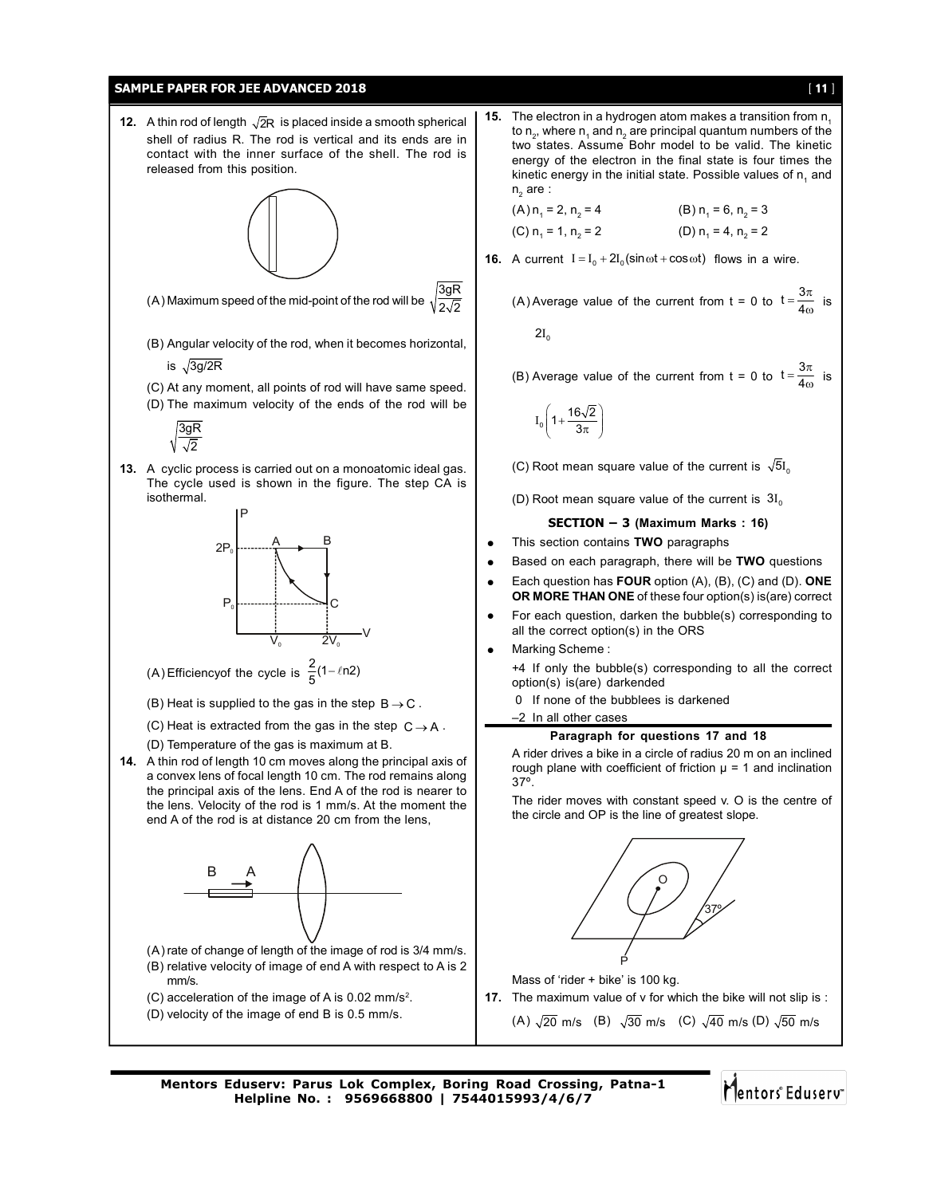**12.** A thin rod of length $\sqrt{2}R$ is placed inside a smooth spherical shell of radius R. The rod is vertical and its ends are in contact with the inner surface of the shell. The rod is released from this position.

(A) Maximum speed of the mid-point of the rod will be $\sqrt{\frac{3gR}{2\sqrt{2}}}$

(B) Angular velocity of the rod, when it becomes horizontal, is $\sqrt{3g/2R}$

(C) At any moment, all points of rod will have same speed.

(D) The maximum velocity of the ends of the rod will be $\sqrt{\frac{3gR}{\sqrt{2}}}$

**13.** A cyclic process is carried out on a monoatomic ideal gas. The cycle used is shown in the figure. The step CA is isothermal.

(A) Efficiencyof the cycle is $\frac{2}{5}(1-\ell n2)$

(B) Heat is supplied to the gas in the step $B \rightarrow C$.

(C) Heat is extracted from the gas in the step $C \rightarrow A$.

(D) Temperature of the gas is maximum at B.

**14.** A thin rod of length 10 cm moves along the principal axis of a convex lens of focal length 10 cm. The rod remains along the principal axis of the lens. End A of the rod is nearer to the lens. Velocity of the rod is 1 mm/s. At the moment the end A of the rod is at distance 20 cm from the lens,

(A) rate of change of length of the image of rod is 3/4 mm/s.

(B) relative velocity of image of end A with respect to A is 2 mm/s.

(C) acceleration of the image of A is 0.02 mm/s$^2$.

(D) velocity of the image of end B is 0.5 mm/s.

**15.** The electron in a hydrogen atom makes a transition from $n_1$ to $n_2$, where $n_1$ and $n_2$ are principal quantum numbers of the two states. Assume Bohr model to be valid. The kinetic energy of the electron in the final state is four times the kinetic energy in the initial state. Possible values of $n_1$ and $n_2$ are :

(A) $n_1 = 2, n_2 = 4$ (B) $n_1 = 6, n_2 = 3$

(C) $n_1 = 1, n_2 = 2$ (D) $n_1 = 4, n_2 = 2$

**16.** A current $I = I_0 + 2I_0(\sin\omega t + \cos\omega t)$ flows in a wire.

(A) Average value of the current from t = 0 to $t = \frac{3\pi}{4\omega}$ is $2I_0$

(B) Average value of the current from t = 0 to $t = \frac{3\pi}{4\omega}$ is $I_0\left(1 + \frac{16\sqrt{2}}{3\pi}\right)$

(C) Root mean square value of the current is $\sqrt{5}I_0$

(D) Root mean square value of the current is $3I_0$

**SECTION – 3 (Maximum Marks : 16)**

- This section contains **TWO** paragraphs
- Based on each paragraph, there will be **TWO** questions
- Each question has **FOUR** option (A), (B), (C) and (D). **ONE OR MORE THAN ONE** of these four option(s) is(are) correct
- For each question, darken the bubble(s) corresponding to all the correct option(s) in the ORS
- Marking Scheme :

  +4 If only the bubble(s) corresponding to all the correct option(s) is(are) darkended

  0 If none of the bubblees is darkened

  –2 In all other cases

**Paragraph for questions 17 and 18**

A rider drives a bike in a circle of radius 20 m on an inclined rough plane with coefficient of friction μ = 1 and inclination 37°.

The rider moves with constant speed v. O is the centre of the circle and OP is the line of greatest slope.

Mass of 'rider + bike' is 100 kg.

**17.** The maximum value of v for which the bike will not slip is :

(A) $\sqrt{20}$ m/s (B) $\sqrt{30}$ m/s (C) $\sqrt{40}$ m/s (D) $\sqrt{50}$ m/s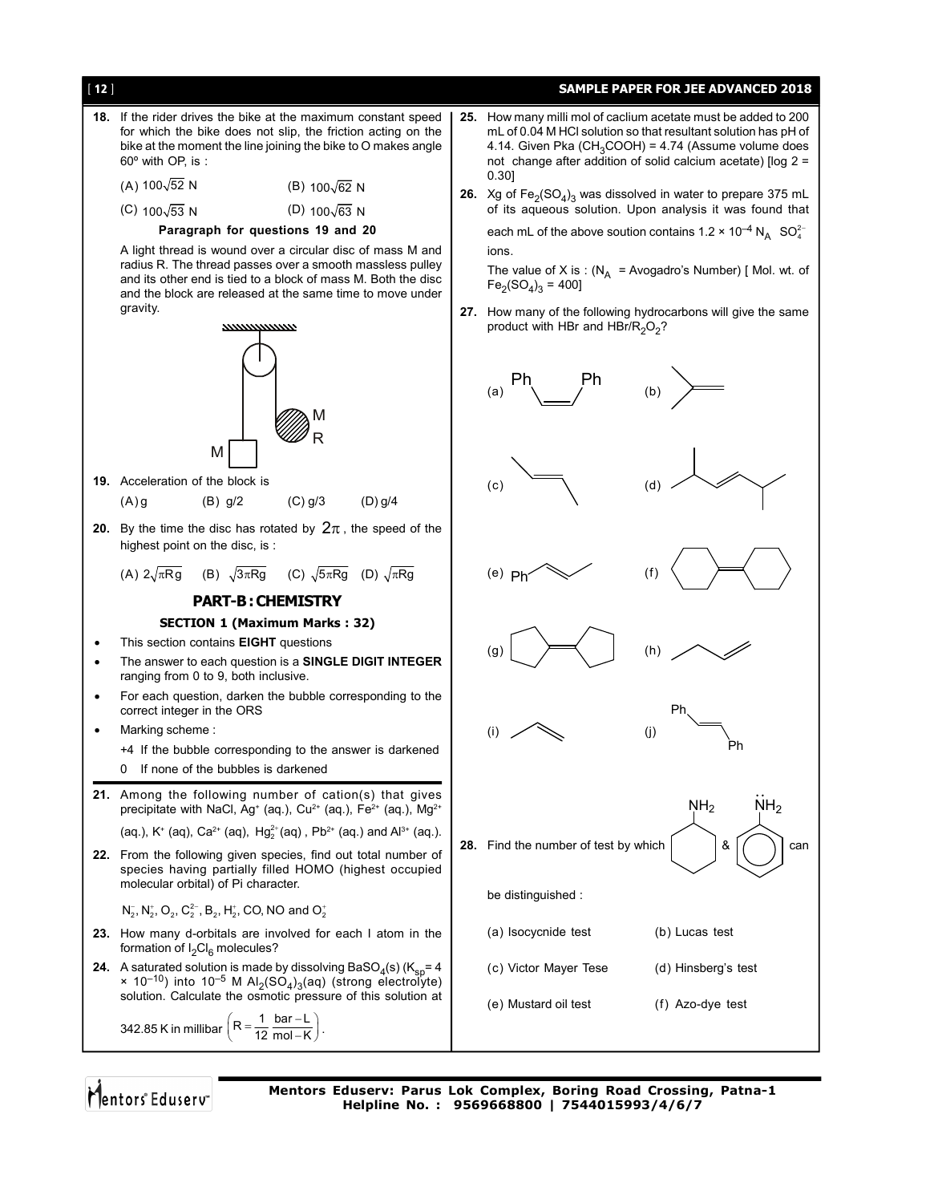**18.** If the rider drives the bike at the maximum constant speed for which the bike does not slip, the friction acting on the bike at the moment the line joining the bike to O makes angle 60º with OP, is :

(A) $100\sqrt{52}$ N (B) $100\sqrt{62}$ N

(C) $100\sqrt{53}$ N (D) $100\sqrt{63}$ N

**Paragraph for questions 19 and 20**

A light thread is wound over a circular disc of mass M and radius R. The thread passes over a smooth massless pulley and its other end is tied to a block of mass M. Both the disc and the block are released at the same time to move under gravity.

**19.** Acceleration of the block is

(A) g (B) g/2 (C) g/3 (D) g/4

**20.** By the time the disc has rotated by $2\pi$, the speed of the highest point on the disc, is :

(A) $2\sqrt{\pi R g}$ (B) $\sqrt{3\pi Rg}$ (C) $\sqrt{5\pi Rg}$ (D) $\sqrt{\pi Rg}$

## PART-B : CHEMISTRY

### SECTION 1 (Maximum Marks : 32)

- This section contains **EIGHT** questions
- The answer to each question is a **SINGLE DIGIT INTEGER** ranging from 0 to 9, both inclusive.
- For each question, darken the bubble corresponding to the correct integer in the ORS
- Marking scheme :

  +4 If the bubble corresponding to the answer is darkened

  0 If none of the bubbles is darkened

**21.** Among the following number of cation(s) that gives precipitate with NaCl, $Ag^+$ (aq.), $Cu^{2+}$ (aq.), $Fe^{2+}$ (aq.), $Mg^{2+}$ (aq.), $K^+$ (aq), $Ca^{2+}$ (aq), $Hg_2^{2+}$ (aq) , $Pb^{2+}$ (aq.) and $Al^{3+}$ (aq.).

**22.** From the following given species, find out total number of species having partially filled HOMO (highest occupied molecular orbital) of Pi character.

$N_2^-$, $N_2^+$, $O_2$, $C_2^{2-}$, $B_2$, $H_2^+$, CO, NO and $O_2^+$

**23.** How many d-orbitals are involved for each I atom in the formation of $I_2Cl_6$ molecules?

**24.** A saturated solution is made by dissolving $BaSO_4$(s) ($K_{sp}$= 4 × $10^{-10}$) into $10^{-5}$ M $Al_2(SO_4)_3$(aq) (strong electrolyte) solution. Calculate the osmotic pressure of this solution at 342.85 K in millibar $\left(R = \frac{1}{12}\frac{\text{bar}-\text{L}}{\text{mol}-\text{K}}\right)$.

**25.** How many milli mol of caclium acetate must be added to 200 mL of 0.04 M HCl solution so that resultant solution has pH of 4.14. Given Pka ($CH_3COOH$) = 4.74 (Assume volume does not change after addition of solid calcium acetate) [log 2 = 0.30]

**26.** Xg of $Fe_2(SO_4)_3$ was dissolved in water to prepare 375 mL of its aqueous solution. Upon analysis it was found that each mL of the above soution contains 1.2 × $10^{-4}$ $N_A$ $SO_4^{2-}$ ions.

The value of X is : ($N_A$ = Avogadro's Number) [ Mol. wt. of $Fe_2(SO_4)_3$ = 400]

**27.** How many of the following hydrocarbons will give the same product with HBr and HBr/$R_2O_2$?

(a) Ph–CH=CH–Ph (cis) (b) (c) (d) (e) Ph–CH=CH–CH$_3$ (f) (g) (h) (i) (j) Ph–CH=CH–Ph (trans)

**28.** Find the number of test by which cyclohexylamine ($NH_2$ on cyclohexane) & aniline ($NH_2$ on benzene) can be distinguished :

(a) Isocycnide test (b) Lucas test

(c) Victor Mayer Tese (d) Hinsberg's test

(e) Mustard oil test (f) Azo-dye test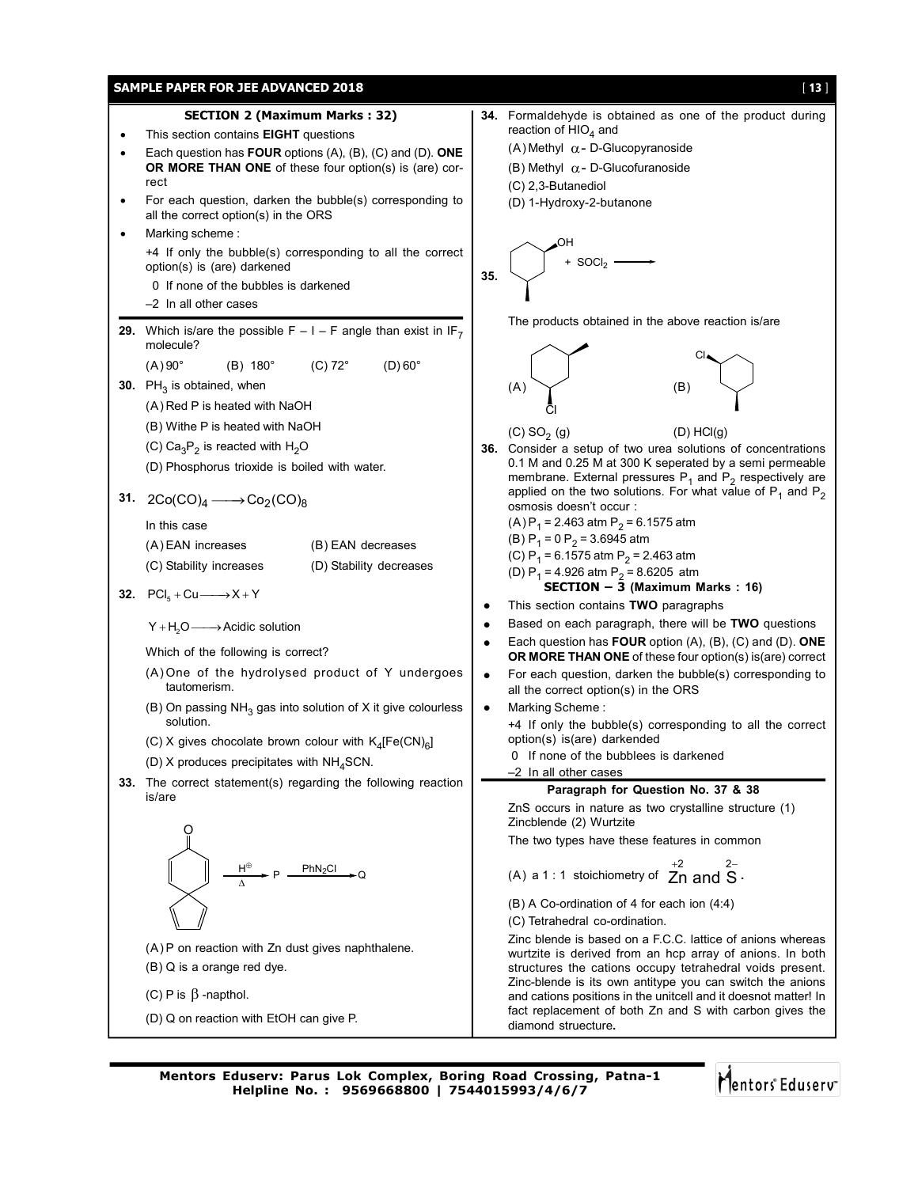## SECTION 2 (Maximum Marks : 32)

- This section contains **EIGHT** questions
- Each question has **FOUR** options (A), (B), (C) and (D). **ONE OR MORE THAN ONE** of these four option(s) is (are) correct
- For each question, darken the bubble(s) corresponding to all the correct option(s) in the ORS
- Marking scheme :

  +4 If only the bubble(s) corresponding to all the correct option(s) is (are) darkened

  0 If none of the bubbles is darkened

  –2 In all other cases

**29.** Which is/are the possible F – I – F angle than exist in $IF_7$ molecule?

(A) 90° (B) 180° (C) 72° (D) 60°

**30.** $PH_3$ is obtained, when

(A) Red P is heated with NaOH

(B) Withe P is heated with NaOH

(C) $Ca_3P_2$ is reacted with $H_2O$

(D) Phosphorus trioxide is boiled with water.

**31.** $2Co(CO)_4 \longrightarrow Co_2(CO)_8$

In this case

(A) EAN increases (B) EAN decreases

(C) Stability increases (D) Stability decreases

**32.** $PCl_5 + Cu \longrightarrow X + Y$

$Y + H_2O \longrightarrow$ Acidic solution

Which of the following is correct?

(A) One of the hydrolysed product of Y undergoes tautomerism.

(B) On passing $NH_3$ gas into solution of X it give colourless solution.

(C) X gives chocolate brown colour with $K_4[Fe(CN)_6]$

(D) X produces precipitates with $NH_4SCN$.

**33.** The correct statement(s) regarding the following reaction is/are

[Spiro compound (cyclohexadienone spiro-fused with cyclopentadiene)] $\xrightarrow[\Delta]{H^{\oplus}}$ P $\xrightarrow{PhN_2Cl}$ Q

(A) P on reaction with Zn dust gives naphthalene.

(B) Q is a orange red dye.

(C) P is $\beta$ -napthol.

(D) Q on reaction with EtOH can give P.

**34.** Formaldehyde is obtained as one of the product during reaction of $HIO_4$ and

(A) Methyl $\alpha$- D-Glucopyranoside

(B) Methyl $\alpha$- D-Glucofuranoside

(C) 2,3-Butanediol

(D) 1-Hydroxy-2-butanone

**35.** [3-Methylcyclohexanol] + $SOCl_2$ ⟶

The products obtained in the above reaction is/are

(A) [chloro-methylcyclohexane] (B) [chloro-methylcyclohexane]

(C) $SO_2$ (g) (D) HCl(g)

**36.** Consider a setup of two urea solutions of concentrations 0.1 M and 0.25 M at 300 K seperated by a semi permeable membrane. External pressures $P_1$ and $P_2$ respectively are applied on the two solutions. For what value of $P_1$ and $P_2$ osmosis doesn't occur :

(A) $P_1$ = 2.463 atm $P_2$ = 6.1575 atm

(B) $P_1$ = 0 $P_2$ = 3.6945 atm

(C) $P_1$ = 6.1575 atm $P_2$ = 2.463 atm

(D) $P_1$ = 4.926 atm $P_2$ = 8.6205 atm

## SECTION – 3 (Maximum Marks : 16)

- This section contains **TWO** paragraphs
- Based on each paragraph, there will be **TWO** questions
- Each question has **FOUR** option (A), (B), (C) and (D). **ONE OR MORE THAN ONE** of these four option(s) is(are) correct
- For each question, darken the bubble(s) corresponding to all the correct option(s) in the ORS
- Marking Scheme :

  +4 If only the bubble(s) corresponding to all the correct option(s) is(are) darkended

  0 If none of the bubblees is darkened

  –2 In all other cases

### Paragraph for Question No. 37 & 38

ZnS occurs in nature as two crystalline structure (1) Zincblende (2) Wurtzite

The two types have these features in common

(A) a 1 : 1 stoichiometry of $\overset{+2}{Zn}$ and $\overset{2-}{S}$.

(B) A Co-ordination of 4 for each ion (4:4)

(C) Tetrahedral co-ordination.

Zinc blende is based on a F.C.C. lattice of anions whereas wurtzite is derived from an hcp array of anions. In both structures the cations occupy tetrahedral voids present. Zinc-blende is its own antitype you can switch the anions and cations positions in the unitcell and it doesnot matter! In fact replacement of both Zn and S with carbon gives the diamond strueture.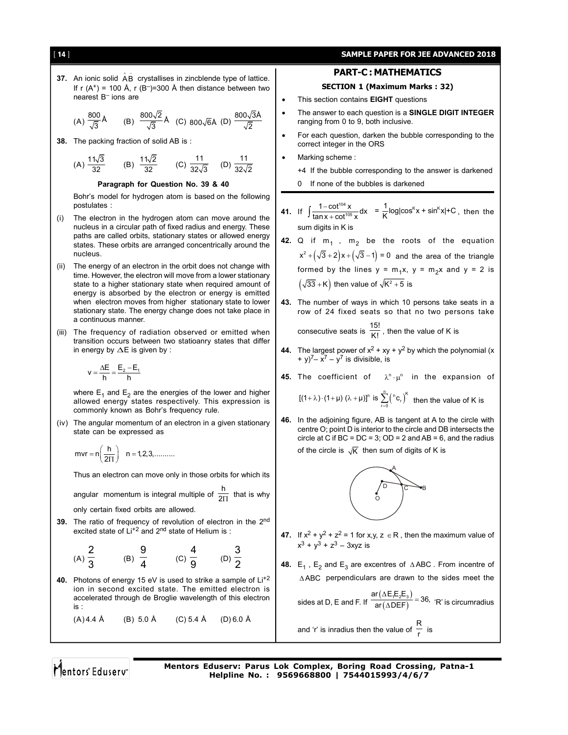**37.** An ionic solid $\overset{+}{A}\overset{-}{B}$ crystallises in zincblende type of lattice. If r ($A^+$) = 100 Å, r ($B^-$)=300 Å then distance between two nearest $B^-$ ions are

(A) $\frac{800}{\sqrt{3}}$ Å (B) $\frac{800\sqrt{2}}{\sqrt{3}}$ Å (C) $800\sqrt{6}$Å (D) $\frac{800\sqrt{3}Å}{\sqrt{2}}$

**38.** The packing fraction of solid AB is :

(A) $\frac{11\sqrt{3}}{32}$ (B) $\frac{11\sqrt{2}}{32}$ (C) $\frac{11}{32\sqrt{3}}$ (D) $\frac{11}{32\sqrt{2}}$

**Paragraph for Question No. 39 & 40**

Bohr's model for hydrogen atom is based on the following postulates :

(i) The electron in the hydrogen atom can move around the nucleus in a circular path of fixed radius and energy. These paths are called orbits, stationary states or allowed energy states. These orbits are arranged concentrically around the nucleus.

(ii) The energy of an electron in the orbit does not change with time. However, the electron will move from a lower stationary state to a higher stationary state when required amount of energy is absorbed by the electron or energy is emitted when electron moves from higher stationary state to lower stationary state. The energy change does not take place in a continuous manner.

(iii) The frequency of radiation observed or emitted when transition occurs between two statioanry states that differ in energy by $\Delta E$ is given by :

$$v = \frac{\Delta E}{h} = \frac{E_2 - E_1}{h}$$

where $E_1$ and $E_2$ are the energies of the lower and higher allowed energy states respectively. This expression is commonly known as Bohr's frequency rule.

(iv) The angular momentum of an electron in a given stationary state can be expressed as

$$mvr = n\left(\frac{h}{2\Pi}\right) \quad n = 1, 2, 3, ..........$$

Thus an electron can move only in those orbits for which its angular momentum is integral multiple of $\frac{h}{2\Pi}$ that is why only certain fixed orbits are allowed.

**39.** The ratio of frequency of revolution of electron in the 2nd excited state of $Li^{+2}$ and 2nd state of Helium is :

(A) $\frac{2}{3}$ (B) $\frac{9}{4}$ (C) $\frac{4}{9}$ (D) $\frac{3}{2}$

**40.** Photons of energy 15 eV is used to strike a sample of $Li^{+2}$ ion in second excited state. The emitted electron is accelerated through de Broglie wavelength of this electron is :

(A) 4.4 Å (B) 5.0 Å (C) 5.4 Å (D) 6.0 Å

## PART-C : MATHEMATICS

### SECTION 1 (Maximum Marks : 32)

- This section contains **EIGHT** questions
- The answer to each question is a **SINGLE DIGIT INTEGER** ranging from 0 to 9, both inclusive.
- For each question, darken the bubble corresponding to the correct integer in the ORS
- Marking scheme :

  +4 If the bubble corresponding to the answer is darkened

  0 If none of the bubbles is darkened

**41.** If $\int \frac{1-\cot^{104}x}{\tan x + \cot^{105}x}dx = \frac{1}{K}\log|\cos^K x + \sin^K x| + C$, then the sum digits in K is

**42.** Q if $m_1$ , $m_2$ be the roots of the equation $x^2 + \left(\sqrt{3}+2\right)x + \left(\sqrt{3}-1\right) = 0$ and the area of the triangle formed by the lines y = $m_1$x, y = $m_2$x and y = 2 is $\left(\sqrt{33}+K\right)$ then value of $\sqrt{K^2+5}$ is

**43.** The number of ways in which 10 persons take seats in a row of 24 fixed seats so that no two persons take consecutive seats is $\frac{15!}{K!}$, then the value of K is

**44.** The largest power of $x^2 + xy + y^2$ by which the polynomial $(x + y)^7 - x^7 - y^7$ is divisible, is

**45.** The coefficient of $\lambda^n \cdot \mu^n$ in the expansion of $[(1+\lambda)\cdot(1+\mu)(\lambda+\mu)]^n$ is $\sum_{r=0}^{n}\left({}^nc_r\right)^K$ then the value of K is

**46.** In the adjoining figure, AB is tangent at A to the circle with centre O; point D is interior to the circle and DB intersects the circle at C if BC = DC = 3; OD = 2 and AB = 6, and the radius of the circle is $\sqrt{K}$ then sum of digits of K is

**47.** If $x^2 + y^2 + z^2 = 1$ for x,y, z $\in$ R , then the maximum value of $x^3 + y^3 + z^3 - 3xyz$ is

**48.** $E_1$ , $E_2$ and $E_3$ are excentres of $\Delta$ABC . From incentre of $\Delta$ABC perpendiculars are drawn to the sides meet the sides at D, E and F. If $\frac{ar(\Delta E_1E_2E_3)}{ar(\Delta DEF)} = 36$, 'R' is circumradius and 'r' is inradius then the value of $\frac{R}{r}$ is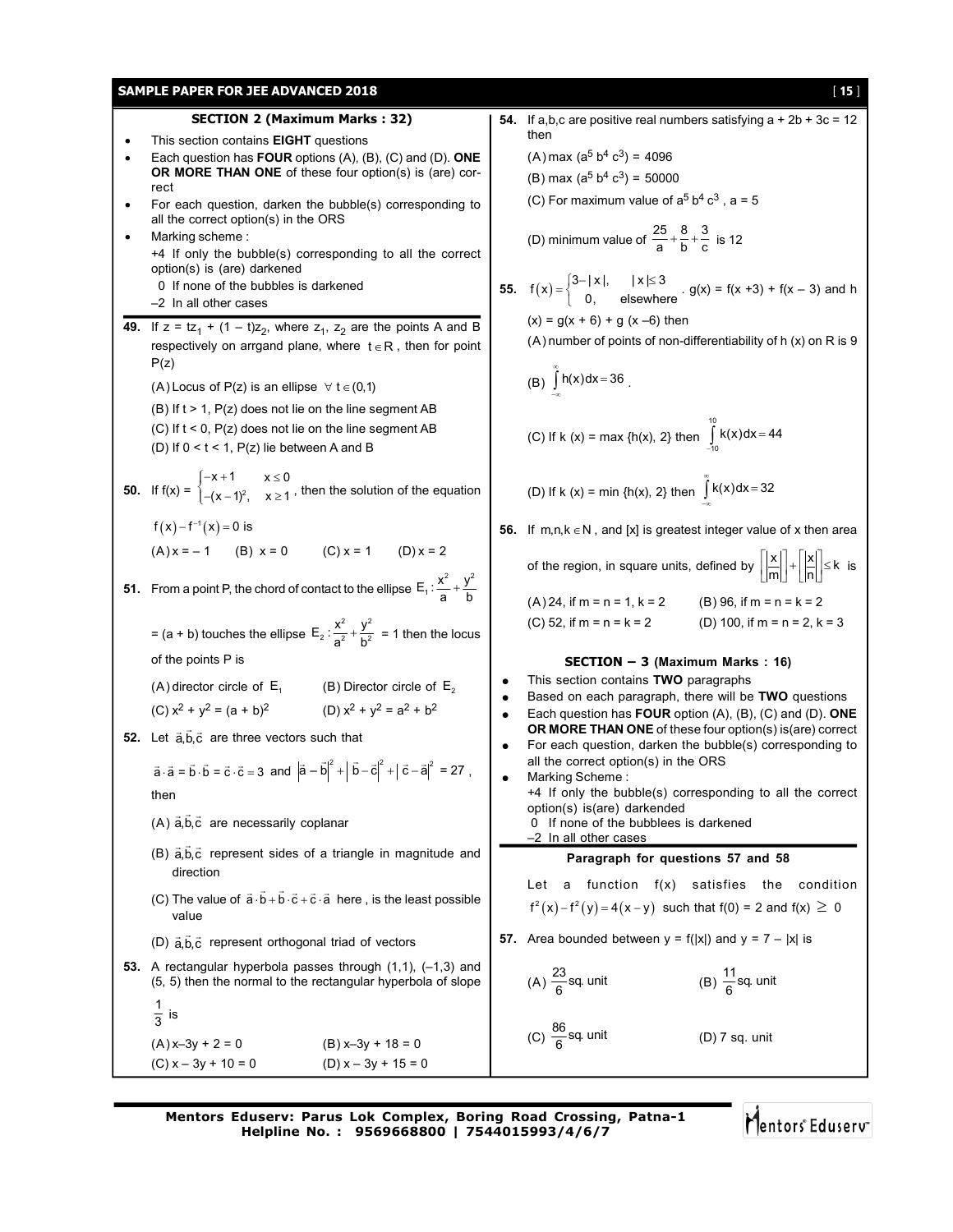## SECTION 2 (Maximum Marks : 32)

- This section contains **EIGHT** questions
- Each question has **FOUR** options (A), (B), (C) and (D). **ONE OR MORE THAN ONE** of these four option(s) is (are) correct
- For each question, darken the bubble(s) corresponding to all the correct option(s) in the ORS
- Marking scheme :
  +4 If only the bubble(s) corresponding to all the correct option(s) is (are) darkened
  0 If none of the bubbles is darkened
  –2 In all other cases

**49.** If $z = tz_1 + (1 - t)z_2$, where $z_1$, $z_2$ are the points A and B respectively on arrgand plane, where $t \in R$, then for point P(z)

(A) Locus of P(z) is an ellipse $\forall\ t \in (0,1)$

(B) If t > 1, P(z) does not lie on the line segment AB

(C) If t < 0, P(z) does not lie on the line segment AB

(D) If 0 < t < 1, P(z) lie between A and B

**50.** If f(x) = $\begin{cases} -x+1 & x \le 0 \\ -(x-1)^2, & x \ge 1 \end{cases}$, then the solution of the equation $f(x) - f^{-1}(x) = 0$ is

(A) x = – 1 (B) x = 0 (C) x = 1 (D) x = 2

**51.** From a point P, the chord of contact to the ellipse $E_1 : \frac{x^2}{a} + \frac{y^2}{b}$ = (a + b) touches the ellipse $E_2 : \frac{x^2}{a^2} + \frac{y^2}{b^2}$ = 1 then the locus of the points P is

(A) director circle of $E_1$ (B) Director circle of $E_2$

(C) $x^2 + y^2 = (a + b)^2$ (D) $x^2 + y^2 = a^2 + b^2$

**52.** Let $\vec{a}, \vec{b}, \vec{c}$ are three vectors such that

$\vec{a} \cdot \vec{a} = \vec{b} \cdot \vec{b} = \vec{c} \cdot \vec{c} = 3$ and $\left|\vec{a} - \vec{b}\right|^2 + \left|\vec{b} - \vec{c}\right|^2 + \left|\vec{c} - \vec{a}\right|^2 = 27$, then

(A) $\vec{a}, \vec{b}, \vec{c}$ are necessarily coplanar

(B) $\vec{a}, \vec{b}, \vec{c}$ represent sides of a triangle in magnitude and direction

(C) The value of $\vec{a} \cdot \vec{b} + \vec{b} \cdot \vec{c} + \vec{c} \cdot \vec{a}$ here , is the least possible value

(D) $\vec{a}, \vec{b}, \vec{c}$ represent orthogonal triad of vectors

**53.** A rectangular hyperbola passes through (1,1), (–1,3) and (5, 5) then the normal to the rectangular hyperbola of slope $\frac{1}{3}$ is

(A) x–3y + 2 = 0 (B) x–3y + 18 = 0

(C) x – 3y + 10 = 0 (D) x – 3y + 15 = 0

**54.** If a,b,c are positive real numbers satisfying a + 2b + 3c = 12 then

(A) max $(a^5 b^4 c^3) = 4096$

(B) max $(a^5 b^4 c^3) = 50000$

(C) For maximum value of $a^5 b^4 c^3$ , a = 5

(D) minimum value of $\frac{25}{a} + \frac{8}{b} + \frac{3}{c}$ is 12

**55.** $f(x) = \begin{cases} 3 - |x|, & |x| \le 3 \\ 0, & \text{elsewhere} \end{cases}$. g(x) = f(x +3) + f(x – 3) and h (x) = g(x + 6) + g (x –6) then

(A) number of points of non-differentiability of h (x) on R is 9

(B) $\int_{-\infty}^{\infty} h(x)dx = 36$ .

(C) If k (x) = max {h(x), 2} then $\int_{-10}^{10} k(x)dx = 44$

(D) If k (x) = min {h(x), 2} then $\int_{-\infty}^{\infty} k(x)dx = 32$

**56.** If $m,n,k \in N$ , and [x] is greatest integer value of x then area of the region, in square units, defined by $\left[\left|\frac{x}{m}\right|\right] + \left[\left|\frac{x}{n}\right|\right] \le k$ is

(A) 24, if m = n = 1, k = 2 (B) 96, if m = n = k = 2

(C) 52, if m = n = k = 2 (D) 100, if m = n = 2, k = 3

## SECTION – 3 (Maximum Marks : 16)

- This section contains **TWO** paragraphs
- Based on each paragraph, there will be **TWO** questions
- Each question has **FOUR** option (A), (B), (C) and (D). **ONE OR MORE THAN ONE** of these four option(s) is(are) correct
- For each question, darken the bubble(s) corresponding to all the correct option(s) in the ORS
- Marking Scheme :
  +4 If only the bubble(s) corresponding to all the correct option(s) is(are) darkended
  0 If none of the bubblees is darkened
  –2 In all other cases

### Paragraph for questions 57 and 58

Let a function f(x) satisfies the condition $f^2(x) - f^2(y) = 4(x - y)$ such that f(0) = 2 and f(x) $\ge$ 0

**57.** Area bounded between y = f(|x|) and y = 7 – |x| is

(A) $\frac{23}{6}$ sq. unit (B) $\frac{11}{6}$ sq. unit

(C) $\frac{86}{6}$ sq. unit (D) 7 sq. unit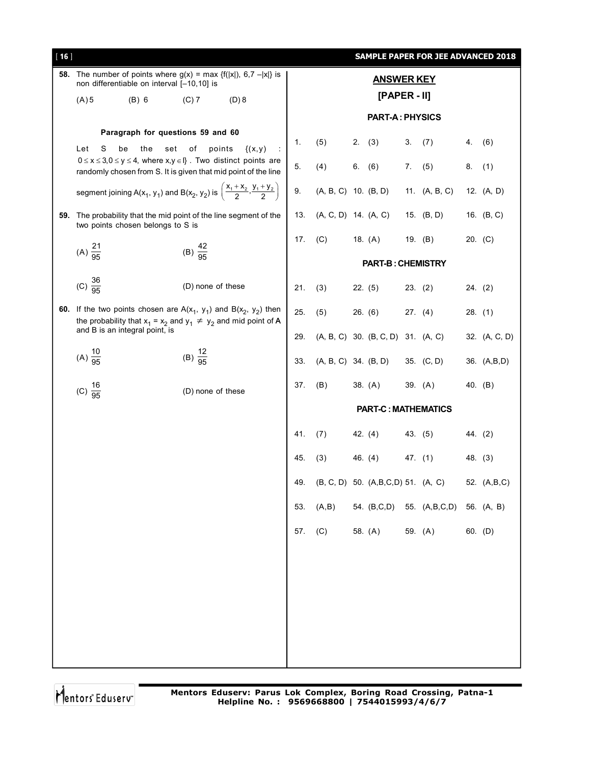**58.** The number of points where g(x) = max {f(|x|), 6,7 –|x|} is non differentiable on interval [–10,10] is

(A) 5 (B) 6 (C) 7 (D) 8

**Paragraph for questions 59 and 60**

Let S be the set of points {(x,y) : $0 \le x \le 3, 0 \le y \le 4$, where $x, y \in I$} . Two distinct points are randomly chosen from S. It is given that mid point of the line segment joining $A(x_1, y_1)$ and $B(x_2, y_2)$ is $\left(\frac{x_1+x_2}{2}, \frac{y_1+y_2}{2}\right)$

**59.** The probability that the mid point of the line segment of the two points chosen belongs to S is

(A) $\frac{21}{95}$ (B) $\frac{42}{95}$

(C) $\frac{36}{95}$ (D) none of these

**60.** If the two points chosen are $A(x_1, y_1)$ and $B(x_2, y_2)$ then the probability that $x_1 = x_2$ and $y_1 \ne y_2$ and mid point of A and B is an integral point, is

(A) $\frac{10}{95}$ (B) $\frac{12}{95}$

(C) $\frac{16}{95}$ (D) none of these

## ANSWER KEY

## [PAPER - II]

### PART-A : PHYSICS

| | | | | | | | |
|---|---|---|---|---|---|---|---|
| 1. | (5) | 2. | (3) | 3. | (7) | 4. | (6) |
| 5. | (4) | 6. | (6) | 7. | (5) | 8. | (1) |
| 9. | (A, B, C) | 10. | (B, D) | 11. | (A, B, C) | 12. | (A, D) |
| 13. | (A, C, D) | 14. | (A, C) | 15. | (B, D) | 16. | (B, C) |
| 17. | (C) | 18. | (A) | 19. | (B) | 20. | (C) |

### PART-B : CHEMISTRY

| | | | | | | | |
|---|---|---|---|---|---|---|---|
| 21. | (3) | 22. | (5) | 23. | (2) | 24. | (2) |
| 25. | (5) | 26. | (6) | 27. | (4) | 28. | (1) |
| 29. | (A, B, C) | 30. | (B, C, D) | 31. | (A, C) | 32. | (A, C, D) |
| 33. | (A, B, C) | 34. | (B, D) | 35. | (C, D) | 36. | (A,B,D) |
| 37. | (B) | 38. | (A) | 39. | (A) | 40. | (B) |

### PART-C : MATHEMATICS

| | | | | | | | |
|---|---|---|---|---|---|---|---|
| 41. | (7) | 42. | (4) | 43. | (5) | 44. | (2) |
| 45. | (3) | 46. | (4) | 47. | (1) | 48. | (3) |
| 49. | (B, C, D) | 50. | (A,B,C,D) | 51. | (A, C) | 52. | (A,B,C) |
| 53. | (A,B) | 54. | (B,C,D) | 55. | (A,B,C,D) | 56. | (A, B) |
| 57. | (C) | 58. | (A) | 59. | (A) | 60. | (D) |